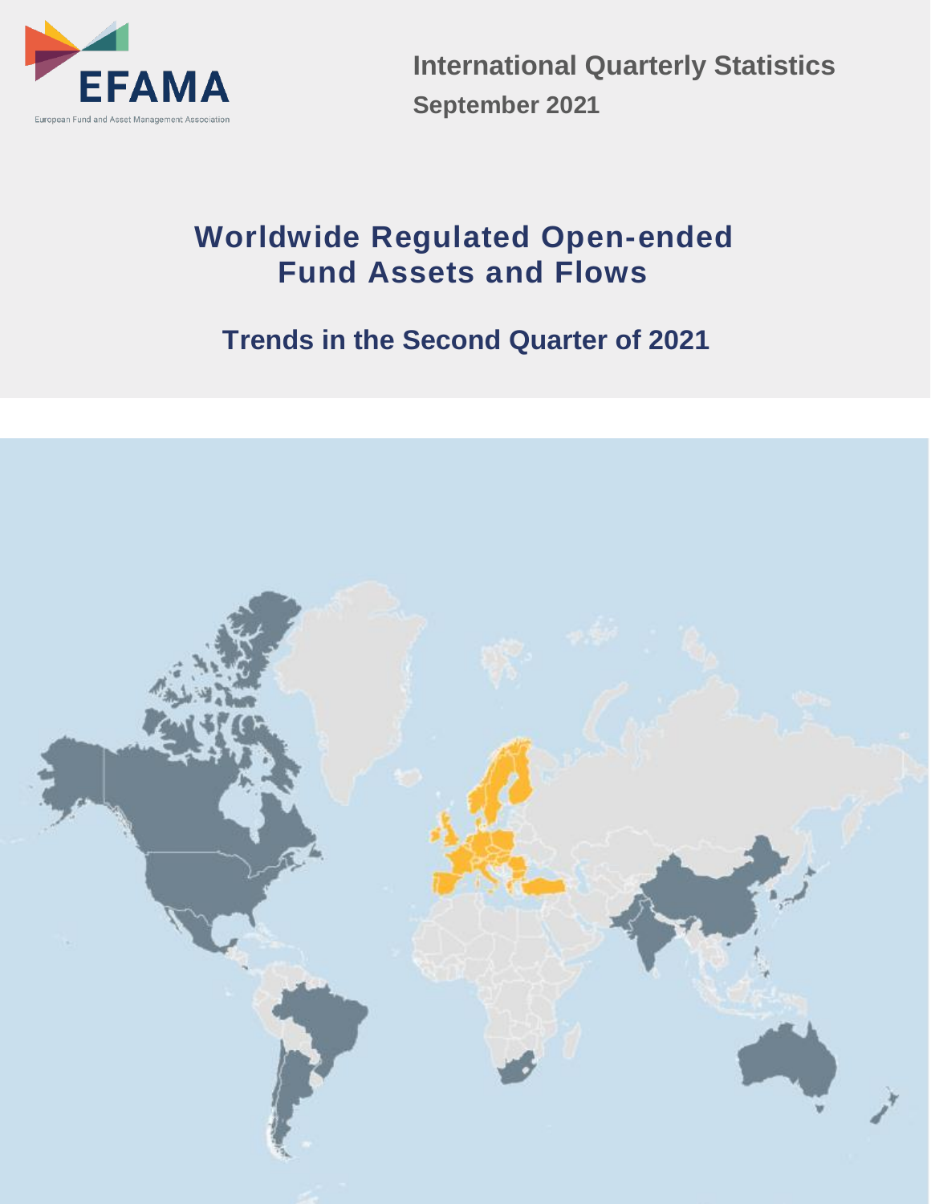EFAMA

European Fund and Asset Management Association

**International Quarterly Statistics**

**September 2021**

# Worldwide Regulated Open-ended Fund Assets and Flows

## Trends in the Second Quarter of 2021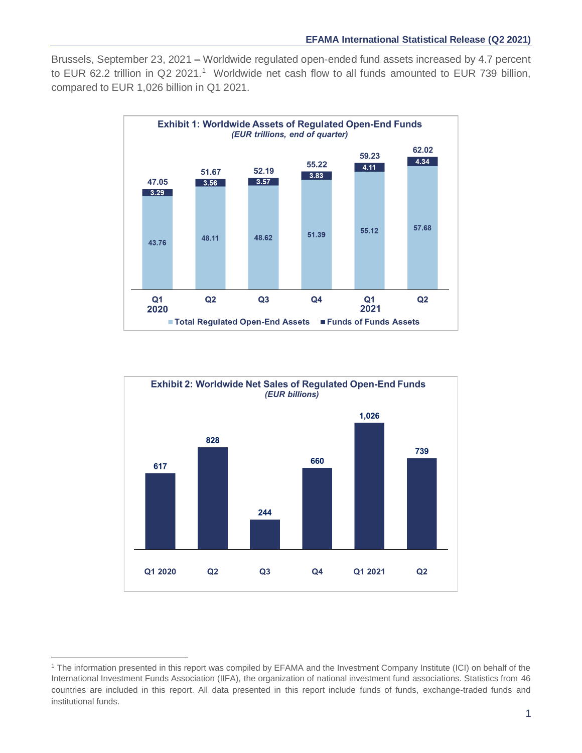Brussels, September 23, 2021 **–** Worldwide regulated open-ended fund assets increased by 4.7 percent to EUR 62.2 trillion in Q2 2021.[1] Worldwide net cash flow to all funds amounted to EUR 739 billion, compared to EUR 1,026 billion in Q1 2021.

**Exhibit 1: Worldwide Assets of Regulated Open-End Funds**
*(EUR trillions, end of quarter)*

| | Q1 2020 | Q2 | Q3 | Q4 | Q1 2021 | Q2 |
|---|---|---|---|---|---|---|
| Total Regulated Open-End Assets | 43.76 | 48.11 | 48.62 | 51.39 | 55.12 | 57.68 |
| Funds of Funds Assets | 3.29 | 3.56 | 3.57 | 3.83 | 4.11 | 4.34 |
| Total | 47.05 | 51.67 | 52.19 | 55.22 | 59.23 | 62.02 |

**Exhibit 2: Worldwide Net Sales of Regulated Open-End Funds**
*(EUR billions)*

| Q1 2020 | Q2 | Q3 | Q4 | Q1 2021 | Q2 |
|---|---|---|---|---|---|
| 617 | 828 | 244 | 660 | 1,026 | 739 |

[1] The information presented in this report was compiled by EFAMA and the Investment Company Institute (ICI) on behalf of the International Investment Funds Association (IIFA), the organization of national investment fund associations. Statistics from 46 countries are included in this report. All data presented in this report include funds of funds, exchange-traded funds and institutional funds.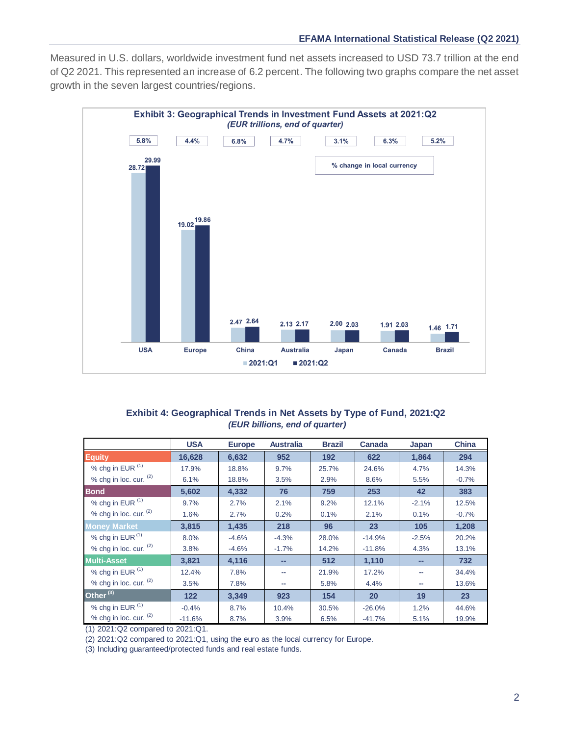Measured in U.S. dollars, worldwide investment fund net assets increased to USD 73.7 trillion at the end of Q2 2021. This represented an increase of 6.2 percent. The following two graphs compare the net asset growth in the seven largest countries/regions.

**Exhibit 3: Geographical Trends in Investment Fund Assets at 2021:Q2**
*(EUR trillions, end of quarter)*

| | USA | Europe | China | Australia | Japan | Canada | Brazil |
|---|---|---|---|---|---|---|---|
| 2021:Q1 | 28.72 | 19.02 | 2.47 | 2.13 | 2.00 | 1.91 | 1.46 |
| 2021:Q2 | 29.99 | 19.86 | 2.64 | 2.17 | 2.03 | 2.03 | 1.71 |
| % change in local currency | 5.8% | 4.4% | 6.8% | 4.7% | 3.1% | 6.3% | 5.2% |

**Exhibit 4: Geographical Trends in Net Assets by Type of Fund, 2021:Q2**
*(EUR billions, end of quarter)*

| | USA | Europe | Australia | Brazil | Canada | Japan | China |
|---|---|---|---|---|---|---|---|
| **Equity** | 16,628 | 6,632 | 952 | 192 | 622 | 1,864 | 294 |
| % chg in EUR [(1)] | 17.9% | 18.8% | 9.7% | 25.7% | 24.6% | 4.7% | 14.3% |
| % chg in loc. cur. [(2)] | 6.1% | 18.8% | 3.5% | 2.9% | 8.6% | 5.5% | -0.7% |
| **Bond** | 5,602 | 4,332 | 76 | 759 | 253 | 42 | 383 |
| % chg in EUR [(1)] | 9.7% | 2.7% | 2.1% | 9.2% | 12.1% | -2.1% | 12.5% |
| % chg in loc. cur. [(2)] | 1.6% | 2.7% | 0.2% | 0.1% | 2.1% | 0.1% | -0.7% |
| **Money Market** | 3,815 | 1,435 | 218 | 96 | 23 | 105 | 1,208 |
| % chg in EUR [(1)] | 8.0% | -4.6% | -4.3% | 28.0% | -14.9% | -2.5% | 20.2% |
| % chg in loc. cur. [(2)] | 3.8% | -4.6% | -1.7% | 14.2% | -11.8% | 4.3% | 13.1% |
| **Multi-Asset** | 3,821 | 4,116 | -- | 512 | 1,110 | -- | 732 |
| % chg in EUR [(1)] | 12.4% | 7.8% | -- | 21.9% | 17.2% | -- | 34.4% |
| % chg in loc. cur. [(2)] | 3.5% | 7.8% | -- | 5.8% | 4.4% | -- | 13.6% |
| **Other [(3)]** | 122 | 3,349 | 923 | 154 | 20 | 19 | 23 |
| % chg in EUR [(1)] | -0.4% | 8.7% | 10.4% | 30.5% | -26.0% | 1.2% | 44.6% |
| % chg in loc. cur. [(2)] | -11.6% | 8.7% | 3.9% | 6.5% | -41.7% | 5.1% | 19.9% |

(1) 2021:Q2 compared to 2021:Q1.
(2) 2021:Q2 compared to 2021:Q1, using the euro as the local currency for Europe.
(3) Including guaranteed/protected funds and real estate funds.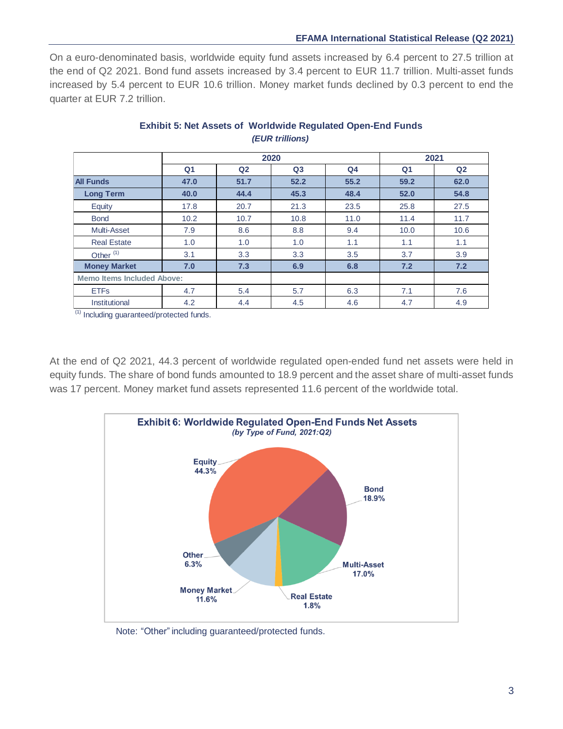On a euro-denominated basis, worldwide equity fund assets increased by 6.4 percent to 27.5 trillion at the end of Q2 2021. Bond fund assets increased by 3.4 percent to EUR 11.7 trillion. Multi-asset funds increased by 5.4 percent to EUR 10.6 trillion. Money market funds declined by 0.3 percent to end the quarter at EUR 7.2 trillion.

**Exhibit 5: Net Assets of Worldwide Regulated Open-End Funds**
***(EUR trillions)***

| | 2020 | | | | 2021 | |
|---|---|---|---|---|---|---|
| | Q1 | Q2 | Q3 | Q4 | Q1 | Q2 |
| **All Funds** | **47.0** | **51.7** | **52.2** | **55.2** | **59.2** | **62.0** |
| **Long Term** | **40.0** | **44.4** | **45.3** | **48.4** | **52.0** | **54.8** |
| Equity | 17.8 | 20.7 | 21.3 | 23.5 | 25.8 | 27.5 |
| Bond | 10.2 | 10.7 | 10.8 | 11.0 | 11.4 | 11.7 |
| Multi-Asset | 7.9 | 8.6 | 8.8 | 9.4 | 10.0 | 10.6 |
| Real Estate | 1.0 | 1.0 | 1.0 | 1.1 | 1.1 | 1.1 |
| Other [(1)] | 3.1 | 3.3 | 3.3 | 3.5 | 3.7 | 3.9 |
| **Money Market** | **7.0** | **7.3** | **6.9** | **6.8** | **7.2** | **7.2** |
| Memo Items Included Above: | | | | | | |
| ETFs | 4.7 | 5.4 | 5.7 | 6.3 | 7.1 | 7.6 |
| Institutional | 4.2 | 4.4 | 4.5 | 4.6 | 4.7 | 4.9 |

[(1)] Including guaranteed/protected funds.

At the end of Q2 2021, 44.3 percent of worldwide regulated open-ended fund net assets were held in equity funds. The share of bond funds amounted to 18.9 percent and the asset share of multi-asset funds was 17 percent. Money market fund assets represented 11.6 percent of the worldwide total.

**Exhibit 6: Worldwide Regulated Open-End Funds Net Assets**
***(by Type of Fund, 2021:Q2)***

Equity 44.3%
Bond 18.9%
Multi-Asset 17.0%
Real Estate 1.8%
Money Market 11.6%
Other 6.3%

Note: "Other" including guaranteed/protected funds.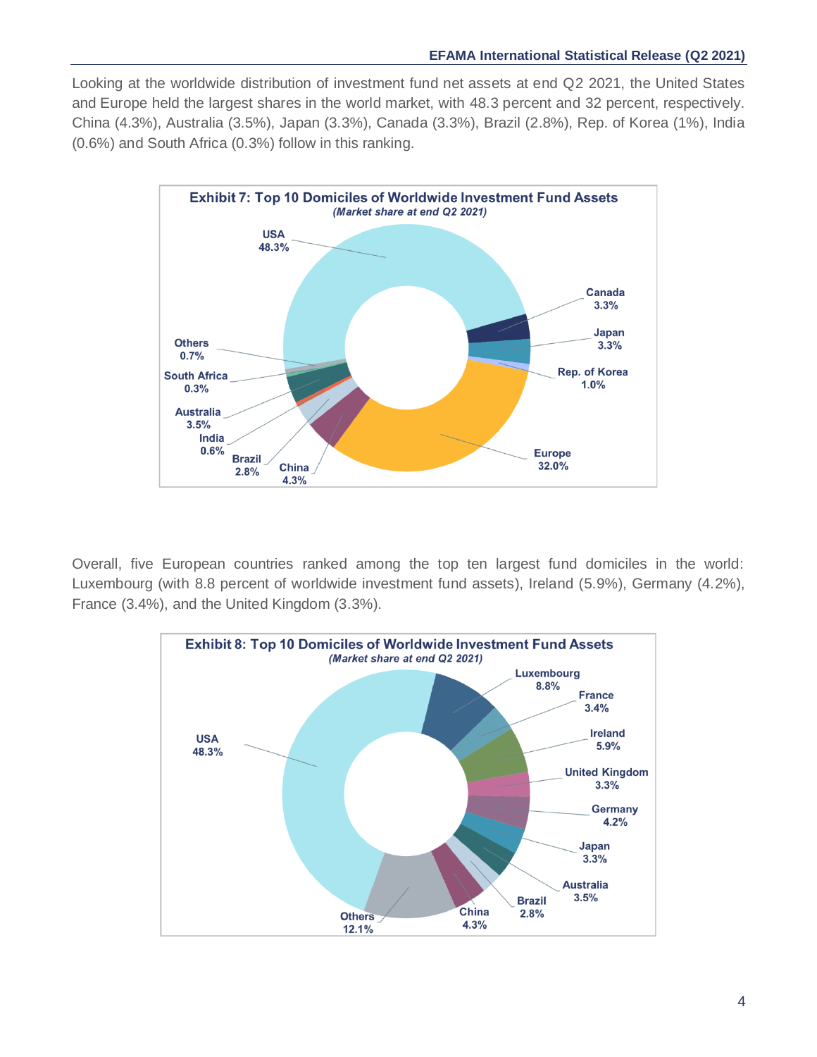Looking at the worldwide distribution of investment fund net assets at end Q2 2021, the United States and Europe held the largest shares in the world market, with 48.3 percent and 32 percent, respectively. China (4.3%), Australia (3.5%), Japan (3.3%), Canada (3.3%), Brazil (2.8%), Rep. of Korea (1%), India (0.6%) and South Africa (0.3%) follow in this ranking.

**Exhibit 7: Top 10 Domiciles of Worldwide Investment Fund Assets**
*(Market share at end Q2 2021)*

| Domicile | Market share |
|---|---|
| USA | 48.3% |
| Europe | 32.0% |
| China | 4.3% |
| Australia | 3.5% |
| Canada | 3.3% |
| Japan | 3.3% |
| Brazil | 2.8% |
| Rep. of Korea | 1.0% |
| Others | 0.7% |
| India | 0.6% |
| South Africa | 0.3% |

Overall, five European countries ranked among the top ten largest fund domiciles in the world: Luxembourg (with 8.8 percent of worldwide investment fund assets), Ireland (5.9%), Germany (4.2%), France (3.4%), and the United Kingdom (3.3%).

**Exhibit 8: Top 10 Domiciles of Worldwide Investment Fund Assets**
*(Market share at end Q2 2021)*

| Domicile | Market share |
|---|---|
| USA | 48.3% |
| Others | 12.1% |
| Luxembourg | 8.8% |
| Ireland | 5.9% |
| China | 4.3% |
| Germany | 4.2% |
| Australia | 3.5% |
| France | 3.4% |
| United Kingdom | 3.3% |
| Japan | 3.3% |
| Brazil | 2.8% |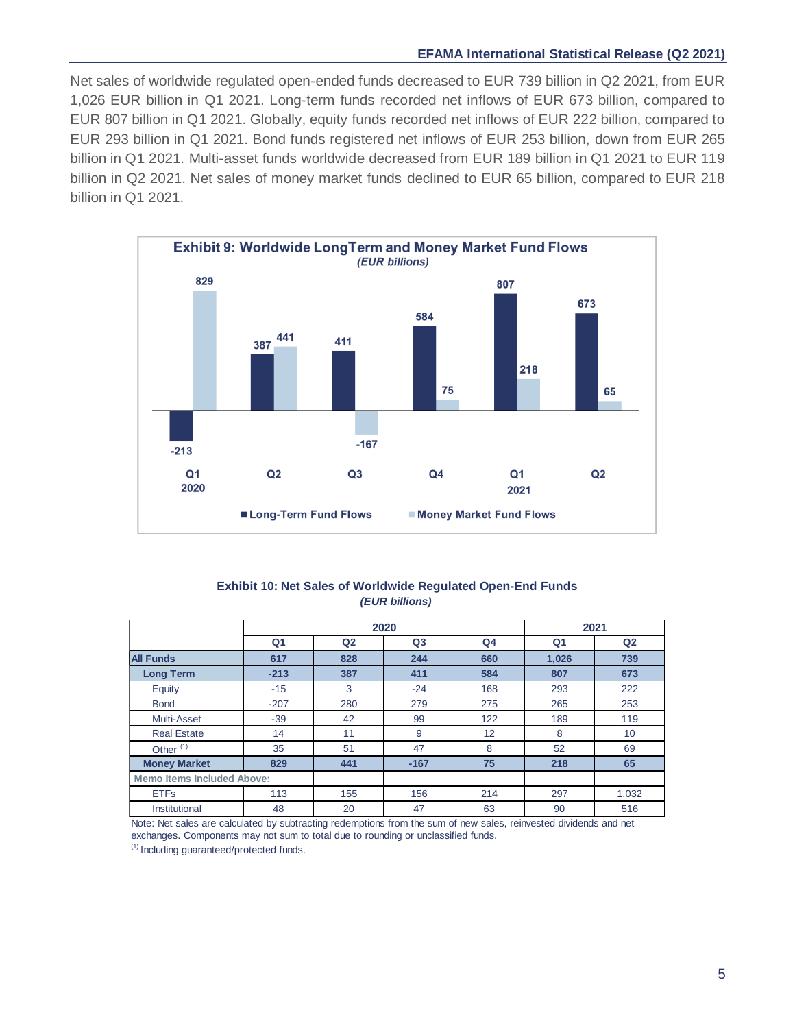Net sales of worldwide regulated open-ended funds decreased to EUR 739 billion in Q2 2021, from EUR 1,026 EUR billion in Q1 2021. Long-term funds recorded net inflows of EUR 673 billion, compared to EUR 807 billion in Q1 2021. Globally, equity funds recorded net inflows of EUR 222 billion, compared to EUR 293 billion in Q1 2021. Bond funds registered net inflows of EUR 253 billion, down from EUR 265 billion in Q1 2021. Multi-asset funds worldwide decreased from EUR 189 billion in Q1 2021 to EUR 119 billion in Q2 2021. Net sales of money market funds declined to EUR 65 billion, compared to EUR 218 billion in Q1 2021.

**Exhibit 9: Worldwide LongTerm and Money Market Fund Flows**
*(EUR billions)*

| | Q1 2020 | Q2 | Q3 | Q4 | Q1 2021 | Q2 |
|---|---|---|---|---|---|---|
| Long-Term Fund Flows | -213 | 387 | 411 | 584 | 807 | 673 |
| Money Market Fund Flows | 829 | 441 | -167 | 75 | 218 | 65 |

**Exhibit 10: Net Sales of Worldwide Regulated Open-End Funds**
*(EUR billions)*

| | 2020 | | | | 2021 | |
|---|---|---|---|---|---|---|
| | Q1 | Q2 | Q3 | Q4 | Q1 | Q2 |
| **All Funds** | **617** | **828** | **244** | **660** | **1,026** | **739** |
| **Long Term** | **-213** | **387** | **411** | **584** | **807** | **673** |
| Equity | -15 | 3 | -24 | 168 | 293 | 222 |
| Bond | -207 | 280 | 279 | 275 | 265 | 253 |
| Multi-Asset | -39 | 42 | 99 | 122 | 189 | 119 |
| Real Estate | 14 | 11 | 9 | 12 | 8 | 10 |
| Other [1] | 35 | 51 | 47 | 8 | 52 | 69 |
| **Money Market** | **829** | **441** | **-167** | **75** | **218** | **65** |
| **Memo Items Included Above:** | | | | | | |
| ETFs | 113 | 155 | 156 | 214 | 297 | 1,032 |
| Institutional | 48 | 20 | 47 | 63 | 90 | 516 |

Note: Net sales are calculated by subtracting redemptions from the sum of new sales, reinvested dividends and net exchanges. Components may not sum to total due to rounding or unclassified funds.

[1] Including guaranteed/protected funds.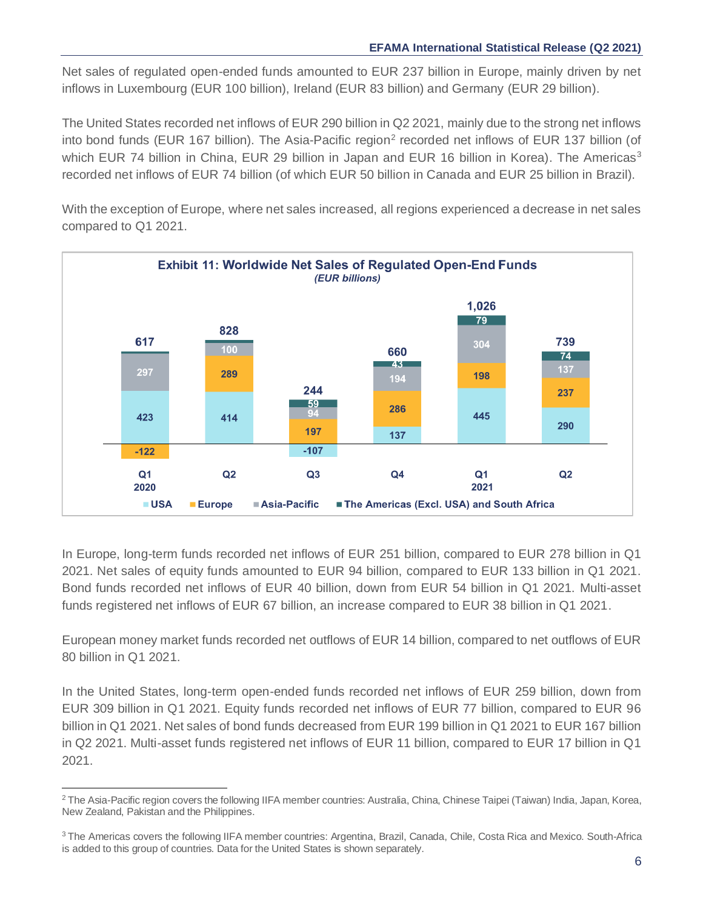Net sales of regulated open-ended funds amounted to EUR 237 billion in Europe, mainly driven by net inflows in Luxembourg (EUR 100 billion), Ireland (EUR 83 billion) and Germany (EUR 29 billion).

The United States recorded net inflows of EUR 290 billion in Q2 2021, mainly due to the strong net inflows into bond funds (EUR 167 billion). The Asia-Pacific region[2] recorded net inflows of EUR 137 billion (of which EUR 74 billion in China, EUR 29 billion in Japan and EUR 16 billion in Korea). The Americas[3] recorded net inflows of EUR 74 billion (of which EUR 50 billion in Canada and EUR 25 billion in Brazil).

With the exception of Europe, where net sales increased, all regions experienced a decrease in net sales compared to Q1 2021.

**Exhibit 11: Worldwide Net Sales of Regulated Open-End Funds**
*(EUR billions)*

| | Q1 2020 | Q2 | Q3 | Q4 | Q1 2021 | Q2 |
|---|---|---|---|---|---|---|
| USA | 423 | 414 | -107 | 137 | 445 | 290 |
| Europe | -122 | 289 | 197 | 286 | 198 | 237 |
| Asia-Pacific | 297 | 100 | 94 | 194 | 304 | 137 |
| The Americas (Excl. USA) and South Africa | | | 59 | 43 | 79 | 74 |
| Total | 617 | 828 | 244 | 660 | 1,026 | 739 |

In Europe, long-term funds recorded net inflows of EUR 251 billion, compared to EUR 278 billion in Q1 2021. Net sales of equity funds amounted to EUR 94 billion, compared to EUR 133 billion in Q1 2021. Bond funds recorded net inflows of EUR 40 billion, down from EUR 54 billion in Q1 2021. Multi-asset funds registered net inflows of EUR 67 billion, an increase compared to EUR 38 billion in Q1 2021.

European money market funds recorded net outflows of EUR 14 billion, compared to net outflows of EUR 80 billion in Q1 2021.

In the United States, long-term open-ended funds recorded net inflows of EUR 259 billion, down from EUR 309 billion in Q1 2021. Equity funds recorded net inflows of EUR 77 billion, compared to EUR 96 billion in Q1 2021. Net sales of bond funds decreased from EUR 199 billion in Q1 2021 to EUR 167 billion in Q2 2021. Multi-asset funds registered net inflows of EUR 11 billion, compared to EUR 17 billion in Q1 2021.

---

[2] The Asia-Pacific region covers the following IIFA member countries: Australia, China, Chinese Taipei (Taiwan) India, Japan, Korea, New Zealand, Pakistan and the Philippines.

[3] The Americas covers the following IIFA member countries: Argentina, Brazil, Canada, Chile, Costa Rica and Mexico. South-Africa is added to this group of countries. Data for the United States is shown separately.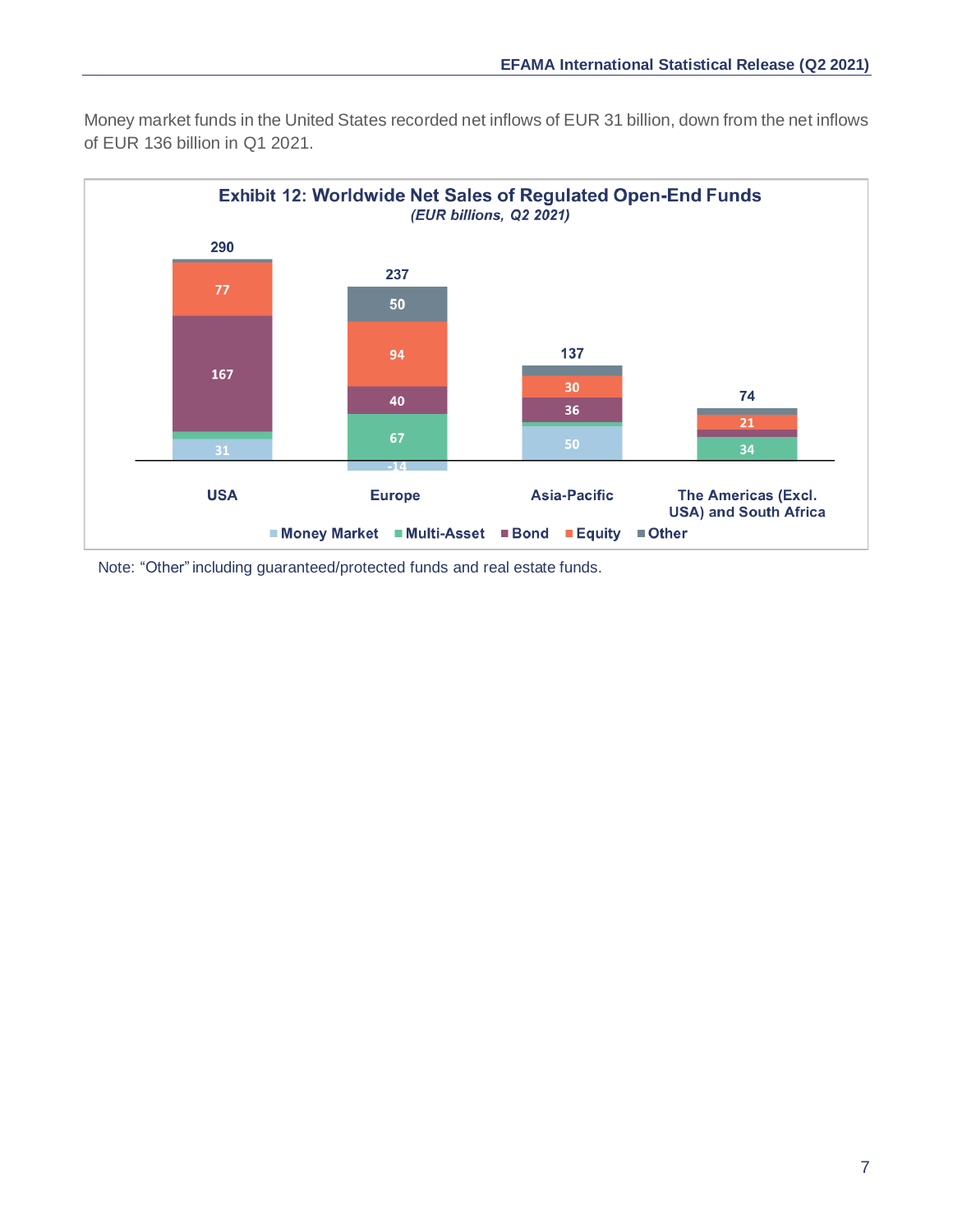Money market funds in the United States recorded net inflows of EUR 31 billion, down from the net inflows of EUR 136 billion in Q1 2021.

**Exhibit 12: Worldwide Net Sales of Regulated Open-End Funds**

*(EUR billions, Q2 2021)*

| | USA | Europe | Asia-Pacific | The Americas (Excl. USA) and South Africa |
|---|---|---|---|---|
| Money Market | 31 | -14 | 50 | |
| Multi-Asset | | 67 | | 34 |
| Bond | 167 | 40 | 36 | |
| Equity | 77 | 94 | 30 | 21 |
| Other | | 50 | | |
| Total | 290 | 237 | 137 | 74 |

Note: "Other" including guaranteed/protected funds and real estate funds.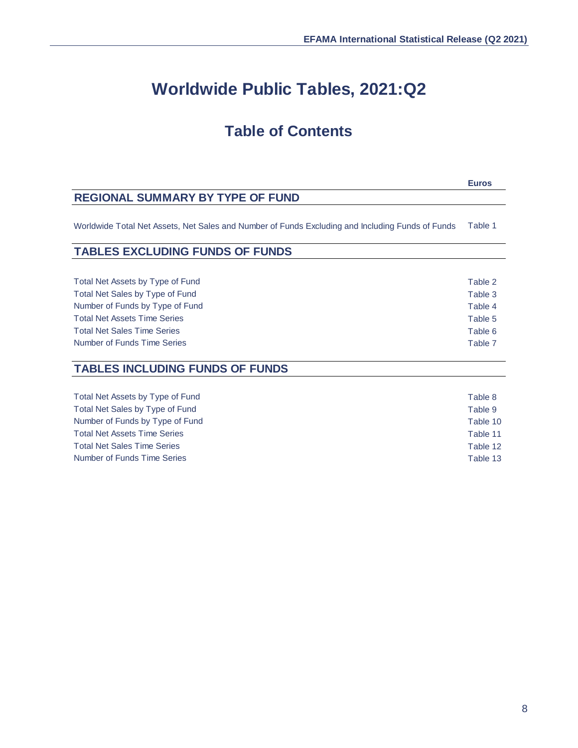# Worldwide Public Tables, 2021:Q2

## Table of Contents

| | Euros |
|---|---|
| **REGIONAL SUMMARY BY TYPE OF FUND** | |
| Worldwide Total Net Assets, Net Sales and Number of Funds Excluding and Including Funds of Funds | Table 1 |
| **TABLES EXCLUDING FUNDS OF FUNDS** | |
| Total Net Assets by Type of Fund | Table 2 |
| Total Net Sales by Type of Fund | Table 3 |
| Number of Funds by Type of Fund | Table 4 |
| Total Net Assets Time Series | Table 5 |
| Total Net Sales Time Series | Table 6 |
| Number of Funds Time Series | Table 7 |
| **TABLES INCLUDING FUNDS OF FUNDS** | |
| Total Net Assets by Type of Fund | Table 8 |
| Total Net Sales by Type of Fund | Table 9 |
| Number of Funds by Type of Fund | Table 10 |
| Total Net Assets Time Series | Table 11 |
| Total Net Sales Time Series | Table 12 |
| Number of Funds Time Series | Table 13 |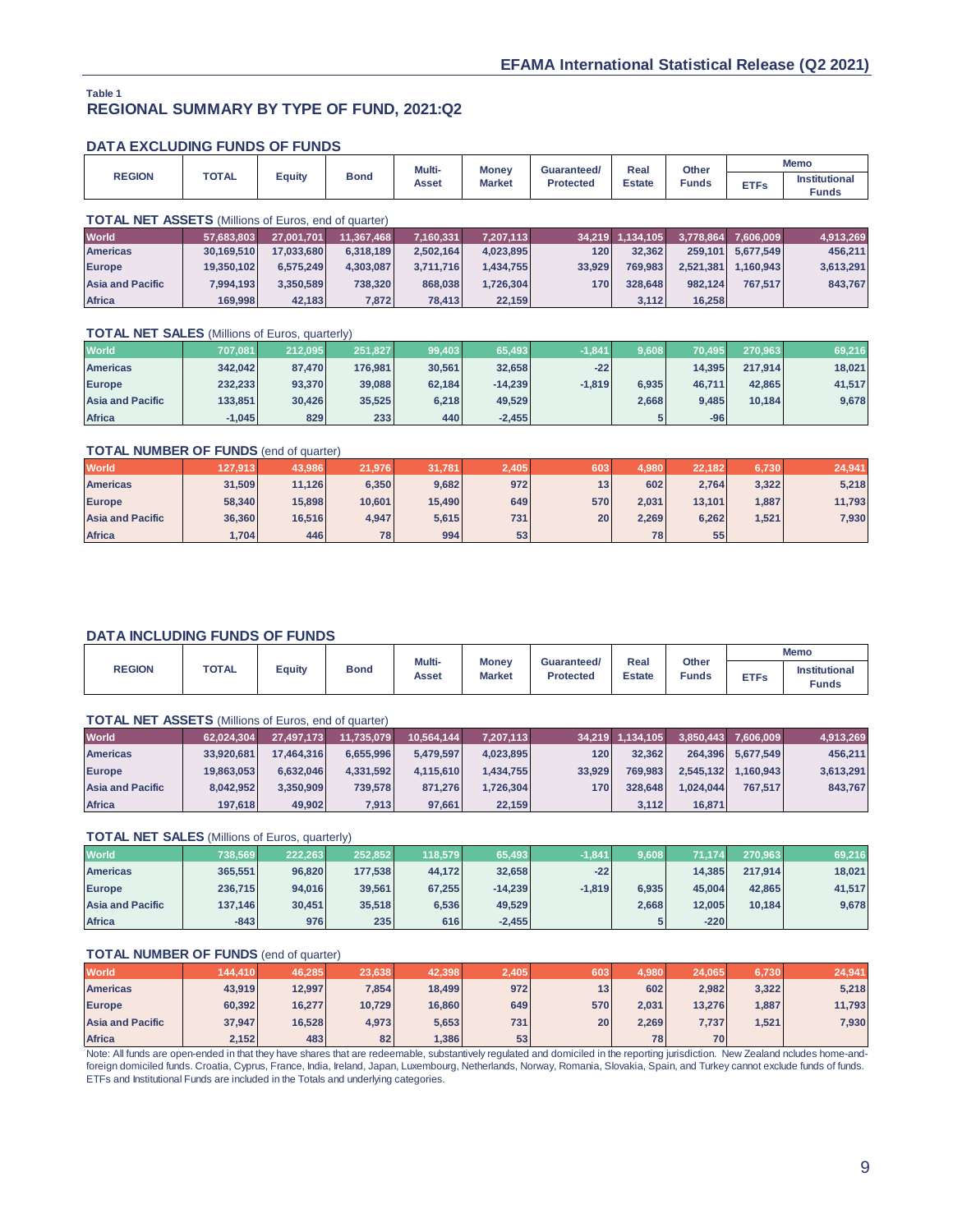Table 1

## REGIONAL SUMMARY BY TYPE OF FUND, 2021:Q2

### DATA EXCLUDING FUNDS OF FUNDS

| REGION | TOTAL | Equity | Bond | Multi-Asset | Money Market | Guaranteed/ Protected | Real Estate | Other Funds | Memo | |
|---|---|---|---|---|---|---|---|---|---|---|
| | | | | | | | | | ETFs | Institutional Funds |
| **TOTAL NET ASSETS** (Millions of Euros, end of quarter) | | | | | | | | | | |
| World | 57,683,803 | 27,001,701 | 11,367,468 | 7,160,331 | 7,207,113 | 34,219 | 1,134,105 | 3,778,864 | 7,606,009 | 4,913,269 |
| Americas | 30,169,510 | 17,033,680 | 6,318,189 | 2,502,164 | 4,023,895 | 120 | 32,362 | 259,101 | 5,677,549 | 456,211 |
| Europe | 19,350,102 | 6,575,249 | 4,303,087 | 3,711,716 | 1,434,755 | 33,929 | 769,983 | 2,521,381 | 1,160,943 | 3,613,291 |
| Asia and Pacific | 7,994,193 | 3,350,589 | 738,320 | 868,038 | 1,726,304 | 170 | 328,648 | 982,124 | 767,517 | 843,767 |
| Africa | 169,998 | 42,183 | 7,872 | 78,413 | 22,159 | | 3,112 | 16,258 | | |
| **TOTAL NET SALES** (Millions of Euros, quarterly) | | | | | | | | | | |
| World | 707,081 | 212,095 | 251,827 | 99,403 | 65,493 | -1,841 | 9,608 | 70,495 | 270,963 | 69,216 |
| Americas | 342,042 | 87,470 | 176,981 | 30,561 | 32,658 | -22 | | 14,395 | 217,914 | 18,021 |
| Europe | 232,233 | 93,370 | 39,088 | 62,184 | -14,239 | -1,819 | 6,935 | 46,711 | 42,865 | 41,517 |
| Asia and Pacific | 133,851 | 30,426 | 35,525 | 6,218 | 49,529 | | 2,668 | 9,485 | 10,184 | 9,678 |
| Africa | -1,045 | 829 | 233 | 440 | -2,455 | | 5 | -96 | | |
| **TOTAL NUMBER OF FUNDS** (end of quarter) | | | | | | | | | | |
| World | 127,913 | 43,986 | 21,976 | 31,781 | 2,405 | 603 | 4,980 | 22,182 | 6,730 | 24,941 |
| Americas | 31,509 | 11,126 | 6,350 | 9,682 | 972 | 13 | 602 | 2,764 | 3,322 | 5,218 |
| Europe | 58,340 | 15,898 | 10,601 | 15,490 | 649 | 570 | 2,031 | 13,101 | 1,887 | 11,793 |
| Asia and Pacific | 36,360 | 16,516 | 4,947 | 5,615 | 731 | 20 | 2,269 | 6,262 | 1,521 | 7,930 |
| Africa | 1,704 | 446 | 78 | 994 | 53 | | 78 | 55 | | |

### DATA INCLUDING FUNDS OF FUNDS

| REGION | TOTAL | Equity | Bond | Multi-Asset | Money Market | Guaranteed/ Protected | Real Estate | Other Funds | Memo | |
|---|---|---|---|---|---|---|---|---|---|---|
| | | | | | | | | | ETFs | Institutional Funds |
| **TOTAL NET ASSETS** (Millions of Euros, end of quarter) | | | | | | | | | | |
| World | 62,024,304 | 27,497,173 | 11,735,079 | 10,564,144 | 7,207,113 | 34,219 | 1,134,105 | 3,850,443 | 7,606,009 | 4,913,269 |
| Americas | 33,920,681 | 17,464,316 | 6,655,996 | 5,479,597 | 4,023,895 | 120 | 32,362 | 264,396 | 5,677,549 | 456,211 |
| Europe | 19,863,053 | 6,632,046 | 4,331,592 | 4,115,610 | 1,434,755 | 33,929 | 769,983 | 2,545,132 | 1,160,943 | 3,613,291 |
| Asia and Pacific | 8,042,952 | 3,350,909 | 739,578 | 871,276 | 1,726,304 | 170 | 328,648 | 1,024,044 | 767,517 | 843,767 |
| Africa | 197,618 | 49,902 | 7,913 | 97,661 | 22,159 | | 3,112 | 16,871 | | |
| **TOTAL NET SALES** (Millions of Euros, quarterly) | | | | | | | | | | |
| World | 738,569 | 222,263 | 252,852 | 118,579 | 65,493 | -1,841 | 9,608 | 71,174 | 270,963 | 69,216 |
| Americas | 365,551 | 96,820 | 177,538 | 44,172 | 32,658 | -22 | | 14,385 | 217,914 | 18,021 |
| Europe | 236,715 | 94,016 | 39,561 | 67,255 | -14,239 | -1,819 | 6,935 | 45,004 | 42,865 | 41,517 |
| Asia and Pacific | 137,146 | 30,451 | 35,518 | 6,536 | 49,529 | | 2,668 | 12,005 | 10,184 | 9,678 |
| Africa | -843 | 976 | 235 | 616 | -2,455 | | 5 | -220 | | |
| **TOTAL NUMBER OF FUNDS** (end of quarter) | | | | | | | | | | |
| World | 144,410 | 46,285 | 23,638 | 42,398 | 2,405 | 603 | 4,980 | 24,065 | 6,730 | 24,941 |
| Americas | 43,919 | 12,997 | 7,854 | 18,499 | 972 | 13 | 602 | 2,982 | 3,322 | 5,218 |
| Europe | 60,392 | 16,277 | 10,729 | 16,860 | 649 | 570 | 2,031 | 13,276 | 1,887 | 11,793 |
| Asia and Pacific | 37,947 | 16,528 | 4,973 | 5,653 | 731 | 20 | 2,269 | 7,737 | 1,521 | 7,930 |
| Africa | 2,152 | 483 | 82 | 1,386 | 53 | | 78 | 70 | | |

Note: All funds are open-ended in that they have shares that are redeemable, substantively regulated and domiciled in the reporting jurisdiction. New Zealand ncludes home-and-foreign domiciled funds. Croatia, Cyprus, France, India, Ireland, Japan, Luxembourg, Netherlands, Norway, Romania, Slovakia, Spain, and Turkey cannot exclude funds of funds. ETFs and Institutional Funds are included in the Totals and underlying categories.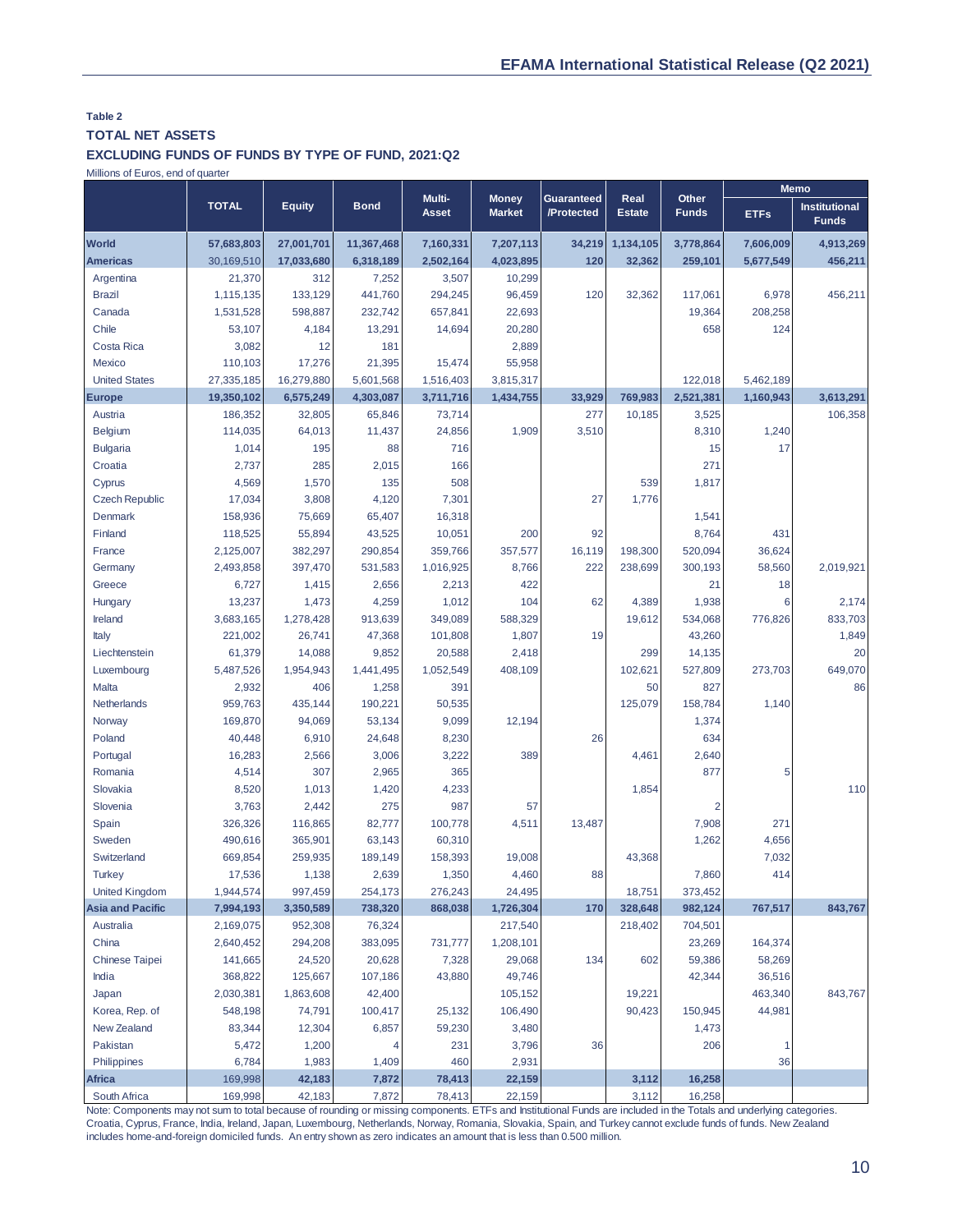**Table 2**

**TOTAL NET ASSETS**

**EXCLUDING FUNDS OF FUNDS BY TYPE OF FUND, 2021:Q2**

Millions of Euros, end of quarter

| | TOTAL | Equity | Bond | Multi-Asset | Money Market | Guaranteed /Protected | Real Estate | Other Funds | Memo | |
|---|---|---|---|---|---|---|---|---|---|---|
| | | | | | | | | | ETFs | Institutional Funds |
| **World** | **57,683,803** | **27,001,701** | **11,367,468** | **7,160,331** | **7,207,113** | **34,219** | **1,134,105** | **3,778,864** | **7,606,009** | **4,913,269** |
| **Americas** | 30,169,510 | **17,033,680** | **6,318,189** | **2,502,164** | **4,023,895** | **120** | **32,362** | **259,101** | **5,677,549** | **456,211** |
| Argentina | 21,370 | 312 | 7,252 | 3,507 | 10,299 | | | | | |
| Brazil | 1,115,135 | 133,129 | 441,760 | 294,245 | 96,459 | 120 | 32,362 | 117,061 | 6,978 | 456,211 |
| Canada | 1,531,528 | 598,887 | 232,742 | 657,841 | 22,693 | | | 19,364 | 208,258 | |
| Chile | 53,107 | 4,184 | 13,291 | 14,694 | 20,280 | | | 658 | 124 | |
| Costa Rica | 3,082 | 12 | 181 | | 2,889 | | | | | |
| Mexico | 110,103 | 17,276 | 21,395 | 15,474 | 55,958 | | | | | |
| United States | 27,335,185 | 16,279,880 | 5,601,568 | 1,516,403 | 3,815,317 | | | 122,018 | 5,462,189 | |
| **Europe** | **19,350,102** | **6,575,249** | **4,303,087** | **3,711,716** | **1,434,755** | **33,929** | **769,983** | **2,521,381** | **1,160,943** | **3,613,291** |
| Austria | 186,352 | 32,805 | 65,846 | 73,714 | | 277 | 10,185 | 3,525 | | 106,358 |
| Belgium | 114,035 | 64,013 | 11,437 | 24,856 | 1,909 | 3,510 | | 8,310 | 1,240 | |
| Bulgaria | 1,014 | 195 | 88 | 716 | | | | 15 | 17 | |
| Croatia | 2,737 | 285 | 2,015 | 166 | | | | 271 | | |
| Cyprus | 4,569 | 1,570 | 135 | 508 | | | 539 | 1,817 | | |
| Czech Republic | 17,034 | 3,808 | 4,120 | 7,301 | | 27 | 1,776 | | | |
| Denmark | 158,936 | 75,669 | 65,407 | 16,318 | | | | 1,541 | | |
| Finland | 118,525 | 55,894 | 43,525 | 10,051 | 200 | 92 | | 8,764 | 431 | |
| France | 2,125,007 | 382,297 | 290,854 | 359,766 | 357,577 | 16,119 | 198,300 | 520,094 | 36,624 | |
| Germany | 2,493,858 | 397,470 | 531,583 | 1,016,925 | 8,766 | 222 | 238,699 | 300,193 | 58,560 | 2,019,921 |
| Greece | 6,727 | 1,415 | 2,656 | 2,213 | 422 | | | 21 | 18 | |
| Hungary | 13,237 | 1,473 | 4,259 | 1,012 | 104 | 62 | 4,389 | 1,938 | 6 | 2,174 |
| Ireland | 3,683,165 | 1,278,428 | 913,639 | 349,089 | 588,329 | | 19,612 | 534,068 | 776,826 | 833,703 |
| Italy | 221,002 | 26,741 | 47,368 | 101,808 | 1,807 | 19 | | 43,260 | | 1,849 |
| Liechtenstein | 61,379 | 14,088 | 9,852 | 20,588 | 2,418 | | 299 | 14,135 | | 20 |
| Luxembourg | 5,487,526 | 1,954,943 | 1,441,495 | 1,052,549 | 408,109 | | 102,621 | 527,809 | 273,703 | 649,070 |
| Malta | 2,932 | 406 | 1,258 | 391 | | | 50 | 827 | | 86 |
| Netherlands | 959,763 | 435,144 | 190,221 | 50,535 | | | 125,079 | 158,784 | 1,140 | |
| Norway | 169,870 | 94,069 | 53,134 | 9,099 | 12,194 | | | 1,374 | | |
| Poland | 40,448 | 6,910 | 24,648 | 8,230 | | 26 | | 634 | | |
| Portugal | 16,283 | 2,566 | 3,006 | 3,222 | 389 | | 4,461 | 2,640 | | |
| Romania | 4,514 | 307 | 2,965 | 365 | | | | 877 | 5 | |
| Slovakia | 8,520 | 1,013 | 1,420 | 4,233 | | | 1,854 | | | 110 |
| Slovenia | 3,763 | 2,442 | 275 | 987 | 57 | | | 2 | | |
| Spain | 326,326 | 116,865 | 82,777 | 100,778 | 4,511 | 13,487 | | 7,908 | 271 | |
| Sweden | 490,616 | 365,901 | 63,143 | 60,310 | | | | 1,262 | 4,656 | |
| Switzerland | 669,854 | 259,935 | 189,149 | 158,393 | 19,008 | | 43,368 | | 7,032 | |
| Turkey | 17,536 | 1,138 | 2,639 | 1,350 | 4,460 | 88 | | 7,860 | 414 | |
| United Kingdom | 1,944,574 | 997,459 | 254,173 | 276,243 | 24,495 | | 18,751 | 373,452 | | |
| **Asia and Pacific** | **7,994,193** | **3,350,589** | **738,320** | **868,038** | **1,726,304** | **170** | **328,648** | **982,124** | **767,517** | **843,767** |
| Australia | 2,169,075 | 952,308 | 76,324 | | 217,540 | | 218,402 | 704,501 | | |
| China | 2,640,452 | 294,208 | 383,095 | 731,777 | 1,208,101 | | | 23,269 | 164,374 | |
| Chinese Taipei | 141,665 | 24,520 | 20,628 | 7,328 | 29,068 | 134 | 602 | 59,386 | 58,269 | |
| India | 368,822 | 125,667 | 107,186 | 43,880 | 49,746 | | | 42,344 | 36,516 | |
| Japan | 2,030,381 | 1,863,608 | 42,400 | | 105,152 | | 19,221 | | 463,340 | 843,767 |
| Korea, Rep. of | 548,198 | 74,791 | 100,417 | 25,132 | 106,490 | | 90,423 | 150,945 | 44,981 | |
| New Zealand | 83,344 | 12,304 | 6,857 | 59,230 | 3,480 | | | 1,473 | | |
| Pakistan | 5,472 | 1,200 | 4 | 231 | 3,796 | 36 | | 206 | 1 | |
| Philippines | 6,784 | 1,983 | 1,409 | 460 | 2,931 | | | | 36 | |
| **Africa** | 169,998 | **42,183** | **7,872** | **78,413** | **22,159** | | **3,112** | **16,258** | | |
| South Africa | 169,998 | 42,183 | 7,872 | 78,413 | 22,159 | | 3,112 | 16,258 | | |

Note: Components may not sum to total because of rounding or missing components. ETFs and Institutional Funds are included in the Totals and underlying categories. Croatia, Cyprus, France, India, Ireland, Japan, Luxembourg, Netherlands, Norway, Romania, Slovakia, Spain, and Turkey cannot exclude funds of funds. New Zealand includes home-and-foreign domiciled funds. An entry shown as zero indicates an amount that is less than 0.500 million.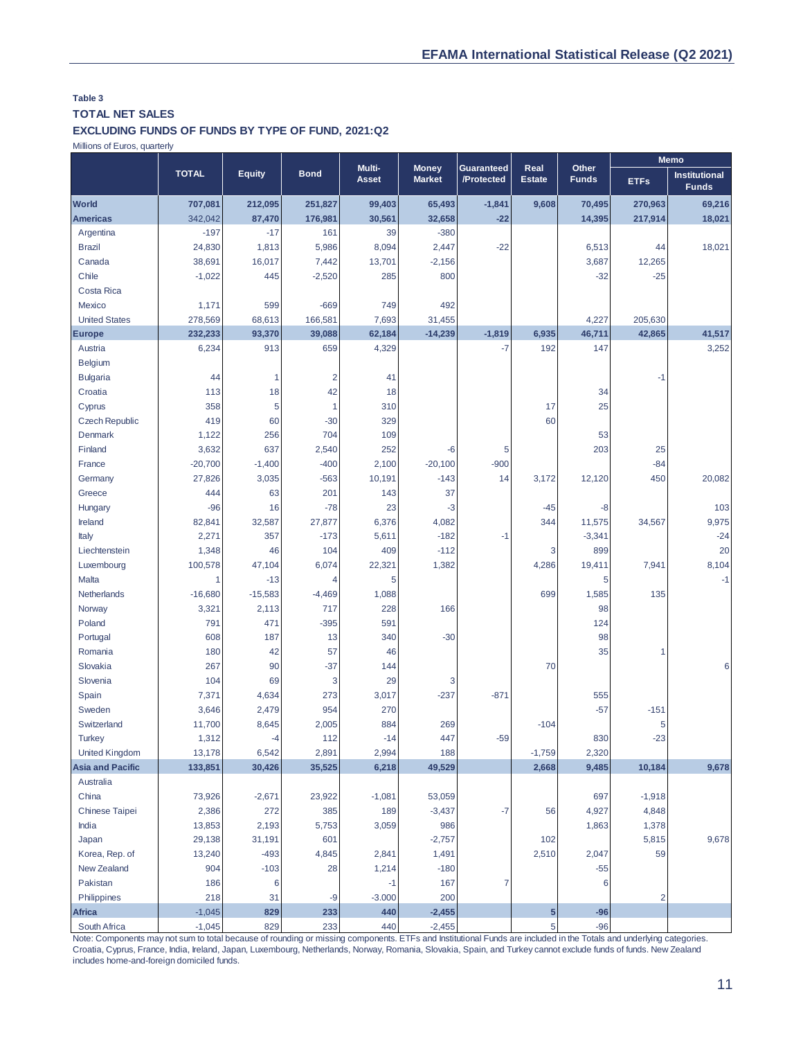**Table 3**

**TOTAL NET SALES**

**EXCLUDING FUNDS OF FUNDS BY TYPE OF FUND, 2021:Q2**

Millions of Euros, quarterly

| | TOTAL | Equity | Bond | Multi-Asset | Money Market | Guaranteed /Protected | Real Estate | Other Funds | Memo | |
|---|---|---|---|---|---|---|---|---|---|---|
| | | | | | | | | | ETFs | Institutional Funds |
| **World** | **707,081** | **212,095** | **251,827** | **99,403** | **65,493** | **-1,841** | **9,608** | **70,495** | **270,963** | **69,216** |
| **Americas** | **342,042** | **87,470** | **176,981** | **30,561** | **32,658** | **-22** | | **14,395** | **217,914** | **18,021** |
| Argentina | -197 | -17 | 161 | 39 | -380 | | | | | |
| Brazil | 24,830 | 1,813 | 5,986 | 8,094 | 2,447 | -22 | | 6,513 | 44 | 18,021 |
| Canada | 38,691 | 16,017 | 7,442 | 13,701 | -2,156 | | | 3,687 | 12,265 | |
| Chile | -1,022 | 445 | -2,520 | 285 | 800 | | | -32 | -25 | |
| Costa Rica | | | | | | | | | | |
| Mexico | 1,171 | 599 | -669 | 749 | 492 | | | | | |
| United States | 278,569 | 68,613 | 166,581 | 7,693 | 31,455 | | | 4,227 | 205,630 | |
| **Europe** | **232,233** | **93,370** | **39,088** | **62,184** | **-14,239** | **-1,819** | **6,935** | **46,711** | **42,865** | **41,517** |
| Austria | 6,234 | 913 | 659 | 4,329 | | -7 | 192 | 147 | | 3,252 |
| Belgium | | | | | | | | | | |
| Bulgaria | 44 | 1 | 2 | 41 | | | | | -1 | |
| Croatia | 113 | 18 | 42 | 18 | | | | 34 | | |
| Cyprus | 358 | 5 | 1 | 310 | | | 17 | 25 | | |
| Czech Republic | 419 | 60 | -30 | 329 | | | 60 | | | |
| Denmark | 1,122 | 256 | 704 | 109 | | | | 53 | | |
| Finland | 3,632 | 637 | 2,540 | 252 | -6 | 5 | | 203 | 25 | |
| France | -20,700 | -1,400 | -400 | 2,100 | -20,100 | -900 | | | -84 | |
| Germany | 27,826 | 3,035 | -563 | 10,191 | -143 | 14 | 3,172 | 12,120 | 450 | 20,082 |
| Greece | 444 | 63 | 201 | 143 | 37 | | | | | |
| Hungary | -96 | 16 | -78 | 23 | -3 | | -45 | -8 | | 103 |
| Ireland | 82,841 | 32,587 | 27,877 | 6,376 | 4,082 | | 344 | 11,575 | 34,567 | 9,975 |
| Italy | 2,271 | 357 | -173 | 5,611 | -182 | -1 | | -3,341 | | -24 |
| Liechtenstein | 1,348 | 46 | 104 | 409 | -112 | | 3 | 899 | | 20 |
| Luxembourg | 100,578 | 47,104 | 6,074 | 22,321 | 1,382 | | 4,286 | 19,411 | 7,941 | 8,104 |
| Malta | 1 | -13 | 4 | 5 | | | | 5 | | -1 |
| Netherlands | -16,680 | -15,583 | -4,469 | 1,088 | | | 699 | 1,585 | 135 | |
| Norway | 3,321 | 2,113 | 717 | 228 | 166 | | | 98 | | |
| Poland | 791 | 471 | -395 | 591 | | | | 124 | | |
| Portugal | 608 | 187 | 13 | 340 | -30 | | | 98 | | |
| Romania | 180 | 42 | 57 | 46 | | | | 35 | 1 | |
| Slovakia | 267 | 90 | -37 | 144 | | | 70 | | | 6 |
| Slovenia | 104 | 69 | 3 | 29 | 3 | | | | | |
| Spain | 7,371 | 4,634 | 273 | 3,017 | -237 | -871 | | 555 | | |
| Sweden | 3,646 | 2,479 | 954 | 270 | | | | -57 | -151 | |
| Switzerland | 11,700 | 8,645 | 2,005 | 884 | 269 | | -104 | | 5 | |
| Turkey | 1,312 | -4 | 112 | -14 | 447 | -59 | | 830 | -23 | |
| United Kingdom | 13,178 | 6,542 | 2,891 | 2,994 | 188 | | -1,759 | 2,320 | | |
| **Asia and Pacific** | **133,851** | **30,426** | **35,525** | **6,218** | **49,529** | | **2,668** | **9,485** | **10,184** | **9,678** |
| Australia | | | | | | | | | | |
| China | 73,926 | -2,671 | 23,922 | -1,081 | 53,059 | | | 697 | -1,918 | |
| Chinese Taipei | 2,386 | 272 | 385 | 189 | -3,437 | -7 | 56 | 4,927 | 4,848 | |
| India | 13,853 | 2,193 | 5,753 | 3,059 | 986 | | | 1,863 | 1,378 | |
| Japan | 29,138 | 31,191 | 601 | | -2,757 | | 102 | | 5,815 | 9,678 |
| Korea, Rep. of | 13,240 | -493 | 4,845 | 2,841 | 1,491 | | 2,510 | 2,047 | 59 | |
| New Zealand | 904 | -103 | 28 | 1,214 | -180 | | | -55 | | |
| Pakistan | 186 | 6 | | -1 | 167 | 7 | | 6 | | |
| Philippines | 218 | 31 | -9 | -3.000 | 200 | | | | 2 | |
| **Africa** | **-1,045** | **829** | **233** | **440** | **-2,455** | | **5** | **-96** | | |
| South Africa | -1,045 | 829 | 233 | 440 | -2,455 | | 5 | -96 | | |

Note: Components may not sum to total because of rounding or missing components. ETFs and Institutional Funds are included in the Totals and underlying categories. Croatia, Cyprus, France, India, Ireland, Japan, Luxembourg, Netherlands, Norway, Romania, Slovakia, Spain, and Turkey cannot exclude funds of funds. New Zealand includes home-and-foreign domiciled funds.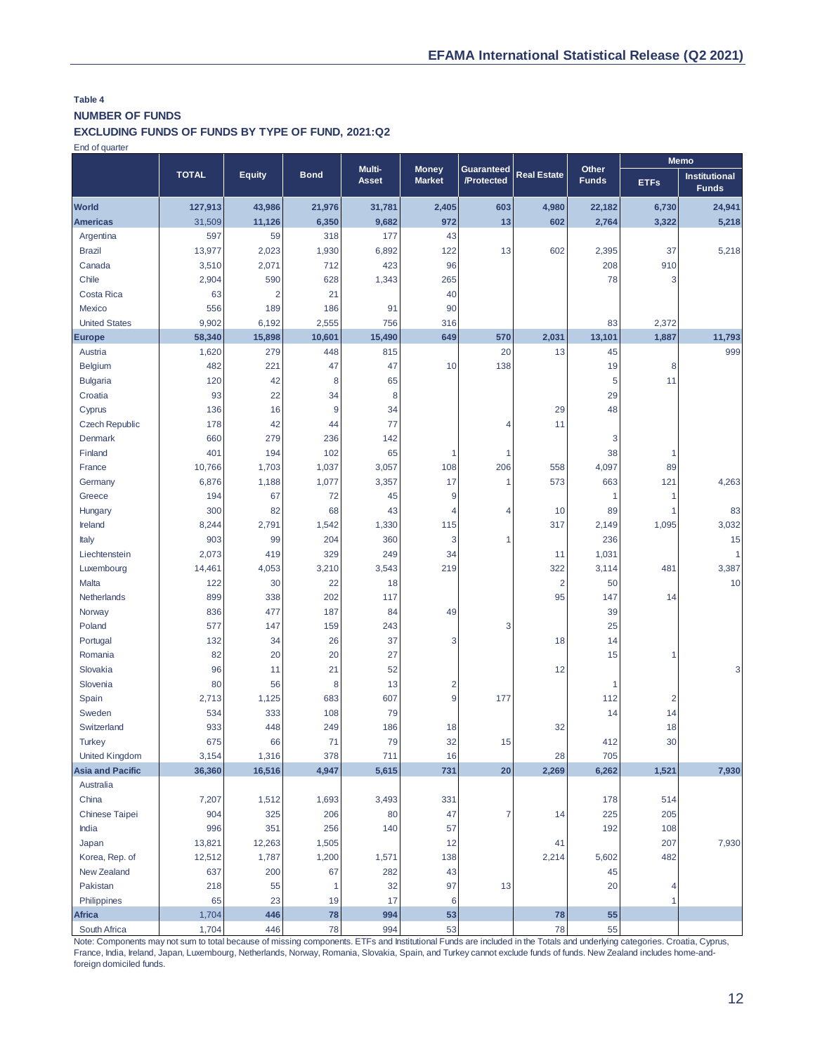**Table 4**

**NUMBER OF FUNDS**

**EXCLUDING FUNDS OF FUNDS BY TYPE OF FUND, 2021:Q2**

End of quarter

| | TOTAL | Equity | Bond | Multi-Asset | Money Market | Guaranteed /Protected | Real Estate | Other Funds | Memo | |
|---|---|---|---|---|---|---|---|---|---|---|
| | | | | | | | | | ETFs | Institutional Funds |
| **World** | **127,913** | **43,986** | **21,976** | **31,781** | **2,405** | **603** | **4,980** | **22,182** | **6,730** | **24,941** |
| **Americas** | **31,509** | **11,126** | **6,350** | **9,682** | **972** | **13** | **602** | **2,764** | **3,322** | **5,218** |
| Argentina | 597 | 59 | 318 | 177 | 43 | | | | | |
| Brazil | 13,977 | 2,023 | 1,930 | 6,892 | 122 | 13 | 602 | 2,395 | 37 | 5,218 |
| Canada | 3,510 | 2,071 | 712 | 423 | 96 | | | 208 | 910 | |
| Chile | 2,904 | 590 | 628 | 1,343 | 265 | | | 78 | 3 | |
| Costa Rica | 63 | 2 | 21 | | 40 | | | | | |
| Mexico | 556 | 189 | 186 | 91 | 90 | | | | | |
| United States | 9,902 | 6,192 | 2,555 | 756 | 316 | | | 83 | 2,372 | |
| **Europe** | **58,340** | **15,898** | **10,601** | **15,490** | **649** | **570** | **2,031** | **13,101** | **1,887** | **11,793** |
| Austria | 1,620 | 279 | 448 | 815 | | 20 | 13 | 45 | | 999 |
| Belgium | 482 | 221 | 47 | 47 | 10 | 138 | | 19 | 8 | |
| Bulgaria | 120 | 42 | 8 | 65 | | | | 5 | 11 | |
| Croatia | 93 | 22 | 34 | 8 | | | | 29 | | |
| Cyprus | 136 | 16 | 9 | 34 | | | 29 | 48 | | |
| Czech Republic | 178 | 42 | 44 | 77 | | 4 | 11 | | | |
| Denmark | 660 | 279 | 236 | 142 | | | | 3 | | |
| Finland | 401 | 194 | 102 | 65 | 1 | 1 | | 38 | 1 | |
| France | 10,766 | 1,703 | 1,037 | 3,057 | 108 | 206 | 558 | 4,097 | 89 | |
| Germany | 6,876 | 1,188 | 1,077 | 3,357 | 17 | 1 | 573 | 663 | 121 | 4,263 |
| Greece | 194 | 67 | 72 | 45 | 9 | | | 1 | 1 | |
| Hungary | 300 | 82 | 68 | 43 | 4 | 4 | 10 | 89 | 1 | 83 |
| Ireland | 8,244 | 2,791 | 1,542 | 1,330 | 115 | | 317 | 2,149 | 1,095 | 3,032 |
| Italy | 903 | 99 | 204 | 360 | 3 | 1 | | 236 | | 15 |
| Liechtenstein | 2,073 | 419 | 329 | 249 | 34 | | 11 | 1,031 | | 1 |
| Luxembourg | 14,461 | 4,053 | 3,210 | 3,543 | 219 | | 322 | 3,114 | 481 | 3,387 |
| Malta | 122 | 30 | 22 | 18 | | | 2 | 50 | | 10 |
| Netherlands | 899 | 338 | 202 | 117 | | | 95 | 147 | 14 | |
| Norway | 836 | 477 | 187 | 84 | 49 | | | 39 | | |
| Poland | 577 | 147 | 159 | 243 | | 3 | | 25 | | |
| Portugal | 132 | 34 | 26 | 37 | 3 | | 18 | 14 | | |
| Romania | 82 | 20 | 20 | 27 | | | | 15 | 1 | |
| Slovakia | 96 | 11 | 21 | 52 | | | 12 | | | 3 |
| Slovenia | 80 | 56 | 8 | 13 | 2 | | | 1 | | |
| Spain | 2,713 | 1,125 | 683 | 607 | 9 | 177 | | 112 | 2 | |
| Sweden | 534 | 333 | 108 | 79 | | | | 14 | 14 | |
| Switzerland | 933 | 448 | 249 | 186 | 18 | | 32 | | 18 | |
| Turkey | 675 | 66 | 71 | 79 | 32 | 15 | | 412 | 30 | |
| United Kingdom | 3,154 | 1,316 | 378 | 711 | 16 | | 28 | 705 | | |
| **Asia and Pacific** | **36,360** | **16,516** | **4,947** | **5,615** | **731** | **20** | **2,269** | **6,262** | **1,521** | **7,930** |
| Australia | | | | | | | | | | |
| China | 7,207 | 1,512 | 1,693 | 3,493 | 331 | | | 178 | 514 | |
| Chinese Taipei | 904 | 325 | 206 | 80 | 47 | 7 | 14 | 225 | 205 | |
| India | 996 | 351 | 256 | 140 | 57 | | | 192 | 108 | |
| Japan | 13,821 | 12,263 | 1,505 | | 12 | | 41 | | 207 | 7,930 |
| Korea, Rep. of | 12,512 | 1,787 | 1,200 | 1,571 | 138 | | 2,214 | 5,602 | 482 | |
| New Zealand | 637 | 200 | 67 | 282 | 43 | | | 45 | | |
| Pakistan | 218 | 55 | 1 | 32 | 97 | 13 | | 20 | 4 | |
| Philippines | 65 | 23 | 19 | 17 | 6 | | | | 1 | |
| **Africa** | **1,704** | **446** | **78** | **994** | **53** | | **78** | **55** | | |
| South Africa | 1,704 | 446 | 78 | 994 | 53 | | 78 | 55 | | |

Note: Components may not sum to total because of missing components. ETFs and Institutional Funds are included in the Totals and underlying categories. Croatia, Cyprus, France, India, Ireland, Japan, Luxembourg, Netherlands, Norway, Romania, Slovakia, Spain, and Turkey cannot exclude funds of funds. New Zealand includes home-and-foreign domiciled funds.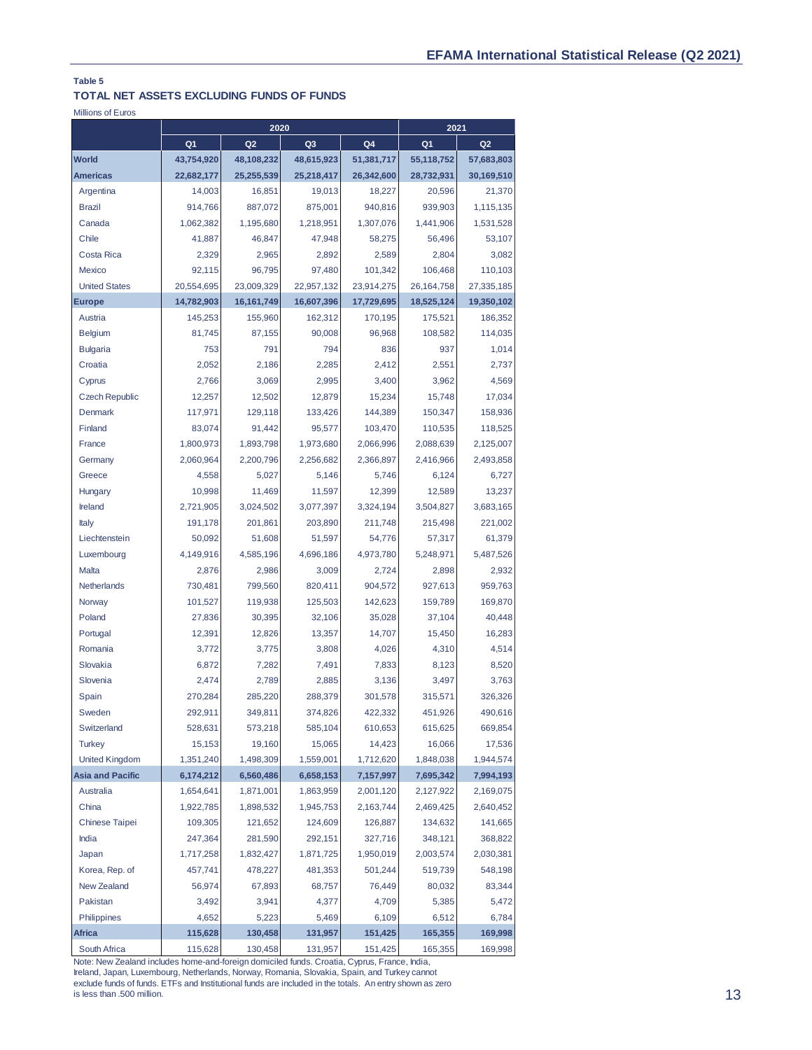**Table 5**

**TOTAL NET ASSETS EXCLUDING FUNDS OF FUNDS**

Millions of Euros

| | 2020 | | | | 2021 | |
|---|---|---|---|---|---|---|
| | Q1 | Q2 | Q3 | Q4 | Q1 | Q2 |
| **World** | **43,754,920** | **48,108,232** | **48,615,923** | **51,381,717** | **55,118,752** | **57,683,803** |
| **Americas** | **22,682,177** | **25,255,539** | **25,218,417** | **26,342,600** | **28,732,931** | **30,169,510** |
| Argentina | 14,003 | 16,851 | 19,013 | 18,227 | 20,596 | 21,370 |
| Brazil | 914,766 | 887,072 | 875,001 | 940,816 | 939,903 | 1,115,135 |
| Canada | 1,062,382 | 1,195,680 | 1,218,951 | 1,307,076 | 1,441,906 | 1,531,528 |
| Chile | 41,887 | 46,847 | 47,948 | 58,275 | 56,496 | 53,107 |
| Costa Rica | 2,329 | 2,965 | 2,892 | 2,589 | 2,804 | 3,082 |
| Mexico | 92,115 | 96,795 | 97,480 | 101,342 | 106,468 | 110,103 |
| United States | 20,554,695 | 23,009,329 | 22,957,132 | 23,914,275 | 26,164,758 | 27,335,185 |
| **Europe** | **14,782,903** | **16,161,749** | **16,607,396** | **17,729,695** | **18,525,124** | **19,350,102** |
| Austria | 145,253 | 155,960 | 162,312 | 170,195 | 175,521 | 186,352 |
| Belgium | 81,745 | 87,155 | 90,008 | 96,968 | 108,582 | 114,035 |
| Bulgaria | 753 | 791 | 794 | 836 | 937 | 1,014 |
| Croatia | 2,052 | 2,186 | 2,285 | 2,412 | 2,551 | 2,737 |
| Cyprus | 2,766 | 3,069 | 2,995 | 3,400 | 3,962 | 4,569 |
| Czech Republic | 12,257 | 12,502 | 12,879 | 15,234 | 15,748 | 17,034 |
| Denmark | 117,971 | 129,118 | 133,426 | 144,389 | 150,347 | 158,936 |
| Finland | 83,074 | 91,442 | 95,577 | 103,470 | 110,535 | 118,525 |
| France | 1,800,973 | 1,893,798 | 1,973,680 | 2,066,996 | 2,088,639 | 2,125,007 |
| Germany | 2,060,964 | 2,200,796 | 2,256,682 | 2,366,897 | 2,416,966 | 2,493,858 |
| Greece | 4,558 | 5,027 | 5,146 | 5,746 | 6,124 | 6,727 |
| Hungary | 10,998 | 11,469 | 11,597 | 12,399 | 12,589 | 13,237 |
| Ireland | 2,721,905 | 3,024,502 | 3,077,397 | 3,324,194 | 3,504,827 | 3,683,165 |
| Italy | 191,178 | 201,861 | 203,890 | 211,748 | 215,498 | 221,002 |
| Liechtenstein | 50,092 | 51,608 | 51,597 | 54,776 | 57,317 | 61,379 |
| Luxembourg | 4,149,916 | 4,585,196 | 4,696,186 | 4,973,780 | 5,248,971 | 5,487,526 |
| Malta | 2,876 | 2,986 | 3,009 | 2,724 | 2,898 | 2,932 |
| Netherlands | 730,481 | 799,560 | 820,411 | 904,572 | 927,613 | 959,763 |
| Norway | 101,527 | 119,938 | 125,503 | 142,623 | 159,789 | 169,870 |
| Poland | 27,836 | 30,395 | 32,106 | 35,028 | 37,104 | 40,448 |
| Portugal | 12,391 | 12,826 | 13,357 | 14,707 | 15,450 | 16,283 |
| Romania | 3,772 | 3,775 | 3,808 | 4,026 | 4,310 | 4,514 |
| Slovakia | 6,872 | 7,282 | 7,491 | 7,833 | 8,123 | 8,520 |
| Slovenia | 2,474 | 2,789 | 2,885 | 3,136 | 3,497 | 3,763 |
| Spain | 270,284 | 285,220 | 288,379 | 301,578 | 315,571 | 326,326 |
| Sweden | 292,911 | 349,811 | 374,826 | 422,332 | 451,926 | 490,616 |
| Switzerland | 528,631 | 573,218 | 585,104 | 610,653 | 615,625 | 669,854 |
| Turkey | 15,153 | 19,160 | 15,065 | 14,423 | 16,066 | 17,536 |
| United Kingdom | 1,351,240 | 1,498,309 | 1,559,001 | 1,712,620 | 1,848,038 | 1,944,574 |
| **Asia and Pacific** | **6,174,212** | **6,560,486** | **6,658,153** | **7,157,997** | **7,695,342** | **7,994,193** |
| Australia | 1,654,641 | 1,871,001 | 1,863,959 | 2,001,120 | 2,127,922 | 2,169,075 |
| China | 1,922,785 | 1,898,532 | 1,945,753 | 2,163,744 | 2,469,425 | 2,640,452 |
| Chinese Taipei | 109,305 | 121,652 | 124,609 | 126,887 | 134,632 | 141,665 |
| India | 247,364 | 281,590 | 292,151 | 327,716 | 348,121 | 368,822 |
| Japan | 1,717,258 | 1,832,427 | 1,871,725 | 1,950,019 | 2,003,574 | 2,030,381 |
| Korea, Rep. of | 457,741 | 478,227 | 481,353 | 501,244 | 519,739 | 548,198 |
| New Zealand | 56,974 | 67,893 | 68,757 | 76,449 | 80,032 | 83,344 |
| Pakistan | 3,492 | 3,941 | 4,377 | 4,709 | 5,385 | 5,472 |
| Philippines | 4,652 | 5,223 | 5,469 | 6,109 | 6,512 | 6,784 |
| **Africa** | **115,628** | **130,458** | **131,957** | **151,425** | **165,355** | **169,998** |
| South Africa | 115,628 | 130,458 | 131,957 | 151,425 | 165,355 | 169,998 |

Note: New Zealand includes home-and-foreign domiciled funds. Croatia, Cyprus, France, India, Ireland, Japan, Luxembourg, Netherlands, Norway, Romania, Slovakia, Spain, and Turkey cannot exclude funds of funds. ETFs and Institutional funds are included in the totals. An entry shown as zero is less than .500 million.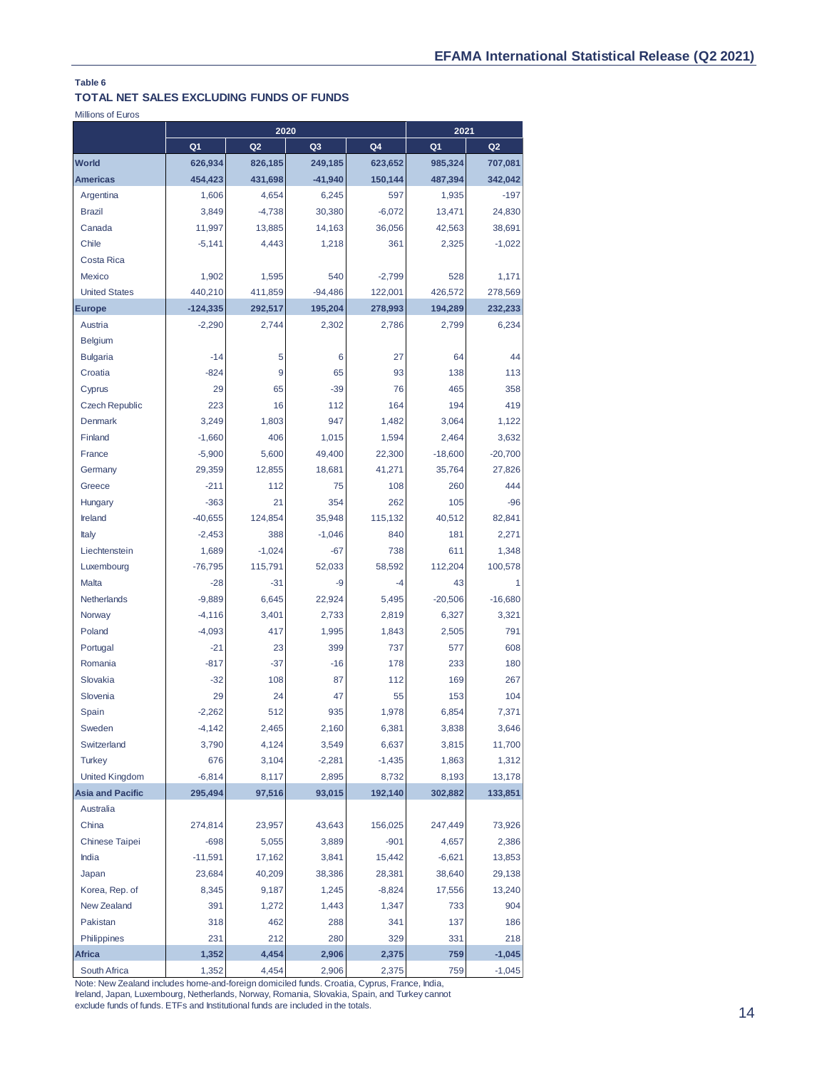Table 6

**TOTAL NET SALES EXCLUDING FUNDS OF FUNDS**

Millions of Euros

| | 2020 | | | | 2021 | |
|---|---|---|---|---|---|---|
| | Q1 | Q2 | Q3 | Q4 | Q1 | Q2 |
| **World** | **626,934** | **826,185** | **249,185** | **623,652** | **985,324** | **707,081** |
| **Americas** | **454,423** | **431,698** | **-41,940** | **150,144** | **487,394** | **342,042** |
| Argentina | 1,606 | 4,654 | 6,245 | 597 | 1,935 | -197 |
| Brazil | 3,849 | -4,738 | 30,380 | -6,072 | 13,471 | 24,830 |
| Canada | 11,997 | 13,885 | 14,163 | 36,056 | 42,563 | 38,691 |
| Chile | -5,141 | 4,443 | 1,218 | 361 | 2,325 | -1,022 |
| Costa Rica | | | | | | |
| Mexico | 1,902 | 1,595 | 540 | -2,799 | 528 | 1,171 |
| United States | 440,210 | 411,859 | -94,486 | 122,001 | 426,572 | 278,569 |
| **Europe** | **-124,335** | **292,517** | **195,204** | **278,993** | **194,289** | **232,233** |
| Austria | -2,290 | 2,744 | 2,302 | 2,786 | 2,799 | 6,234 |
| Belgium | | | | | | |
| Bulgaria | -14 | 5 | 6 | 27 | 64 | 44 |
| Croatia | -824 | 9 | 65 | 93 | 138 | 113 |
| Cyprus | 29 | 65 | -39 | 76 | 465 | 358 |
| Czech Republic | 223 | 16 | 112 | 164 | 194 | 419 |
| Denmark | 3,249 | 1,803 | 947 | 1,482 | 3,064 | 1,122 |
| Finland | -1,660 | 406 | 1,015 | 1,594 | 2,464 | 3,632 |
| France | -5,900 | 5,600 | 49,400 | 22,300 | -18,600 | -20,700 |
| Germany | 29,359 | 12,855 | 18,681 | 41,271 | 35,764 | 27,826 |
| Greece | -211 | 112 | 75 | 108 | 260 | 444 |
| Hungary | -363 | 21 | 354 | 262 | 105 | -96 |
| Ireland | -40,655 | 124,854 | 35,948 | 115,132 | 40,512 | 82,841 |
| Italy | -2,453 | 388 | -1,046 | 840 | 181 | 2,271 |
| Liechtenstein | 1,689 | -1,024 | -67 | 738 | 611 | 1,348 |
| Luxembourg | -76,795 | 115,791 | 52,033 | 58,592 | 112,204 | 100,578 |
| Malta | -28 | -31 | -9 | -4 | 43 | 1 |
| Netherlands | -9,889 | 6,645 | 22,924 | 5,495 | -20,506 | -16,680 |
| Norway | -4,116 | 3,401 | 2,733 | 2,819 | 6,327 | 3,321 |
| Poland | -4,093 | 417 | 1,995 | 1,843 | 2,505 | 791 |
| Portugal | -21 | 23 | 399 | 737 | 577 | 608 |
| Romania | -817 | -37 | -16 | 178 | 233 | 180 |
| Slovakia | -32 | 108 | 87 | 112 | 169 | 267 |
| Slovenia | 29 | 24 | 47 | 55 | 153 | 104 |
| Spain | -2,262 | 512 | 935 | 1,978 | 6,854 | 7,371 |
| Sweden | -4,142 | 2,465 | 2,160 | 6,381 | 3,838 | 3,646 |
| Switzerland | 3,790 | 4,124 | 3,549 | 6,637 | 3,815 | 11,700 |
| Turkey | 676 | 3,104 | -2,281 | -1,435 | 1,863 | 1,312 |
| United Kingdom | -6,814 | 8,117 | 2,895 | 8,732 | 8,193 | 13,178 |
| **Asia and Pacific** | **295,494** | **97,516** | **93,015** | **192,140** | **302,882** | **133,851** |
| Australia | | | | | | |
| China | 274,814 | 23,957 | 43,643 | 156,025 | 247,449 | 73,926 |
| Chinese Taipei | -698 | 5,055 | 3,889 | -901 | 4,657 | 2,386 |
| India | -11,591 | 17,162 | 3,841 | 15,442 | -6,621 | 13,853 |
| Japan | 23,684 | 40,209 | 38,386 | 28,381 | 38,640 | 29,138 |
| Korea, Rep. of | 8,345 | 9,187 | 1,245 | -8,824 | 17,556 | 13,240 |
| New Zealand | 391 | 1,272 | 1,443 | 1,347 | 733 | 904 |
| Pakistan | 318 | 462 | 288 | 341 | 137 | 186 |
| Philippines | 231 | 212 | 280 | 329 | 331 | 218 |
| **Africa** | **1,352** | **4,454** | **2,906** | **2,375** | **759** | **-1,045** |
| South Africa | 1,352 | 4,454 | 2,906 | 2,375 | 759 | -1,045 |

Note: New Zealand includes home-and-foreign domiciled funds. Croatia, Cyprus, France, India, Ireland, Japan, Luxembourg, Netherlands, Norway, Romania, Slovakia, Spain, and Turkey cannot exclude funds of funds. ETFs and Institutional funds are included in the totals.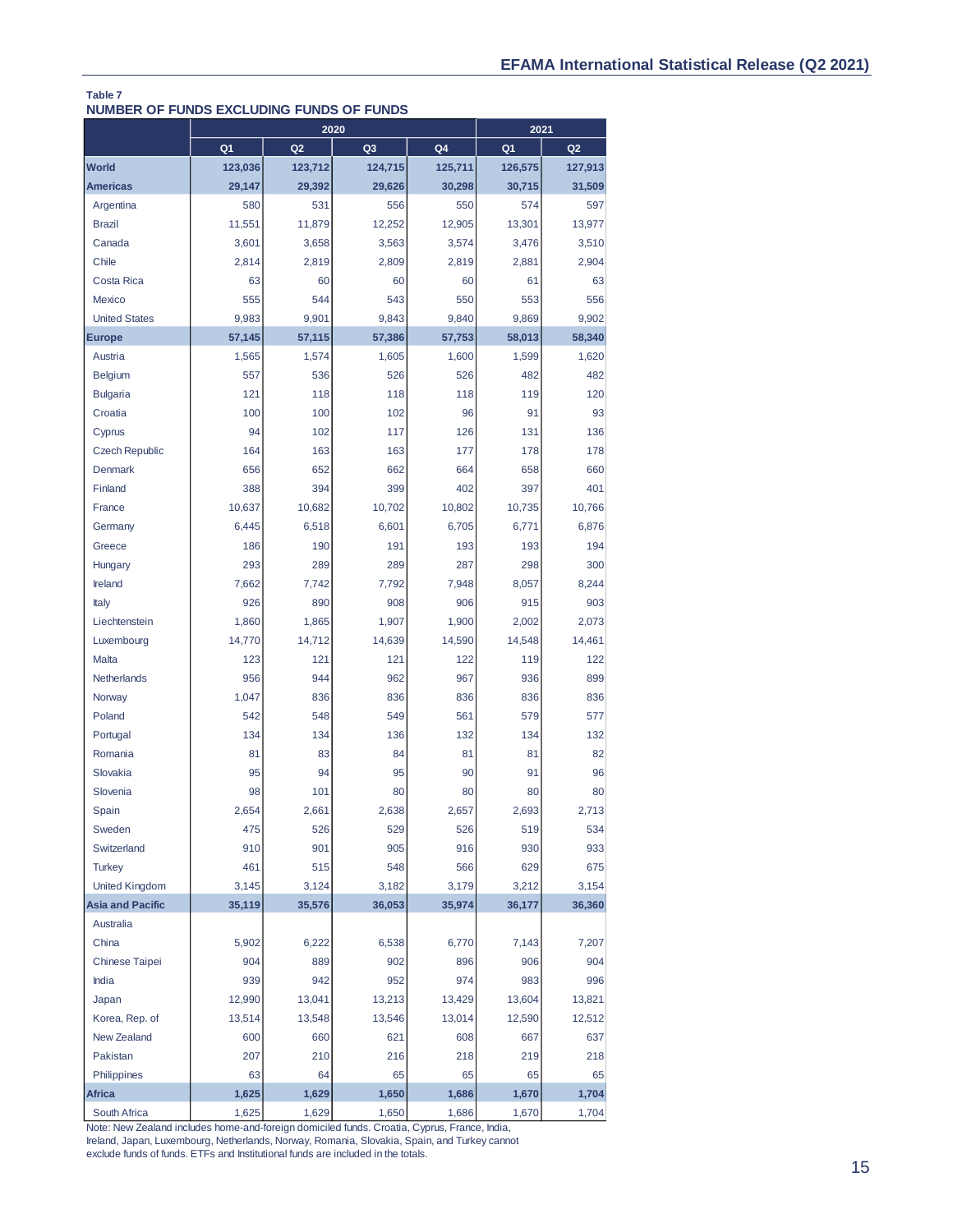**Table 7**

**NUMBER OF FUNDS EXCLUDING FUNDS OF FUNDS**

| | 2020 | | | | 2021 | |
|---|---|---|---|---|---|---|
| | Q1 | Q2 | Q3 | Q4 | Q1 | Q2 |
| **World** | **123,036** | **123,712** | **124,715** | **125,711** | **126,575** | **127,913** |
| **Americas** | **29,147** | **29,392** | **29,626** | **30,298** | **30,715** | **31,509** |
| Argentina | 580 | 531 | 556 | 550 | 574 | 597 |
| Brazil | 11,551 | 11,879 | 12,252 | 12,905 | 13,301 | 13,977 |
| Canada | 3,601 | 3,658 | 3,563 | 3,574 | 3,476 | 3,510 |
| Chile | 2,814 | 2,819 | 2,809 | 2,819 | 2,881 | 2,904 |
| Costa Rica | 63 | 60 | 60 | 60 | 61 | 63 |
| Mexico | 555 | 544 | 543 | 550 | 553 | 556 |
| United States | 9,983 | 9,901 | 9,843 | 9,840 | 9,869 | 9,902 |
| **Europe** | **57,145** | **57,115** | **57,386** | **57,753** | **58,013** | **58,340** |
| Austria | 1,565 | 1,574 | 1,605 | 1,600 | 1,599 | 1,620 |
| Belgium | 557 | 536 | 526 | 526 | 482 | 482 |
| Bulgaria | 121 | 118 | 118 | 118 | 119 | 120 |
| Croatia | 100 | 100 | 102 | 96 | 91 | 93 |
| Cyprus | 94 | 102 | 117 | 126 | 131 | 136 |
| Czech Republic | 164 | 163 | 163 | 177 | 178 | 178 |
| Denmark | 656 | 652 | 662 | 664 | 658 | 660 |
| Finland | 388 | 394 | 399 | 402 | 397 | 401 |
| France | 10,637 | 10,682 | 10,702 | 10,802 | 10,735 | 10,766 |
| Germany | 6,445 | 6,518 | 6,601 | 6,705 | 6,771 | 6,876 |
| Greece | 186 | 190 | 191 | 193 | 193 | 194 |
| Hungary | 293 | 289 | 289 | 287 | 298 | 300 |
| Ireland | 7,662 | 7,742 | 7,792 | 7,948 | 8,057 | 8,244 |
| Italy | 926 | 890 | 908 | 906 | 915 | 903 |
| Liechtenstein | 1,860 | 1,865 | 1,907 | 1,900 | 2,002 | 2,073 |
| Luxembourg | 14,770 | 14,712 | 14,639 | 14,590 | 14,548 | 14,461 |
| Malta | 123 | 121 | 121 | 122 | 119 | 122 |
| Netherlands | 956 | 944 | 962 | 967 | 936 | 899 |
| Norway | 1,047 | 836 | 836 | 836 | 836 | 836 |
| Poland | 542 | 548 | 549 | 561 | 579 | 577 |
| Portugal | 134 | 134 | 136 | 132 | 134 | 132 |
| Romania | 81 | 83 | 84 | 81 | 81 | 82 |
| Slovakia | 95 | 94 | 95 | 90 | 91 | 96 |
| Slovenia | 98 | 101 | 80 | 80 | 80 | 80 |
| Spain | 2,654 | 2,661 | 2,638 | 2,657 | 2,693 | 2,713 |
| Sweden | 475 | 526 | 529 | 526 | 519 | 534 |
| Switzerland | 910 | 901 | 905 | 916 | 930 | 933 |
| Turkey | 461 | 515 | 548 | 566 | 629 | 675 |
| United Kingdom | 3,145 | 3,124 | 3,182 | 3,179 | 3,212 | 3,154 |
| **Asia and Pacific** | **35,119** | **35,576** | **36,053** | **35,974** | **36,177** | **36,360** |
| Australia | | | | | | |
| China | 5,902 | 6,222 | 6,538 | 6,770 | 7,143 | 7,207 |
| Chinese Taipei | 904 | 889 | 902 | 896 | 906 | 904 |
| India | 939 | 942 | 952 | 974 | 983 | 996 |
| Japan | 12,990 | 13,041 | 13,213 | 13,429 | 13,604 | 13,821 |
| Korea, Rep. of | 13,514 | 13,548 | 13,546 | 13,014 | 12,590 | 12,512 |
| New Zealand | 600 | 660 | 621 | 608 | 667 | 637 |
| Pakistan | 207 | 210 | 216 | 218 | 219 | 218 |
| Philippines | 63 | 64 | 65 | 65 | 65 | 65 |
| **Africa** | **1,625** | **1,629** | **1,650** | **1,686** | **1,670** | **1,704** |
| South Africa | 1,625 | 1,629 | 1,650 | 1,686 | 1,670 | 1,704 |

Note: New Zealand includes home-and-foreign domiciled funds. Croatia, Cyprus, France, India, Ireland, Japan, Luxembourg, Netherlands, Norway, Romania, Slovakia, Spain, and Turkey cannot exclude funds of funds. ETFs and Institutional funds are included in the totals.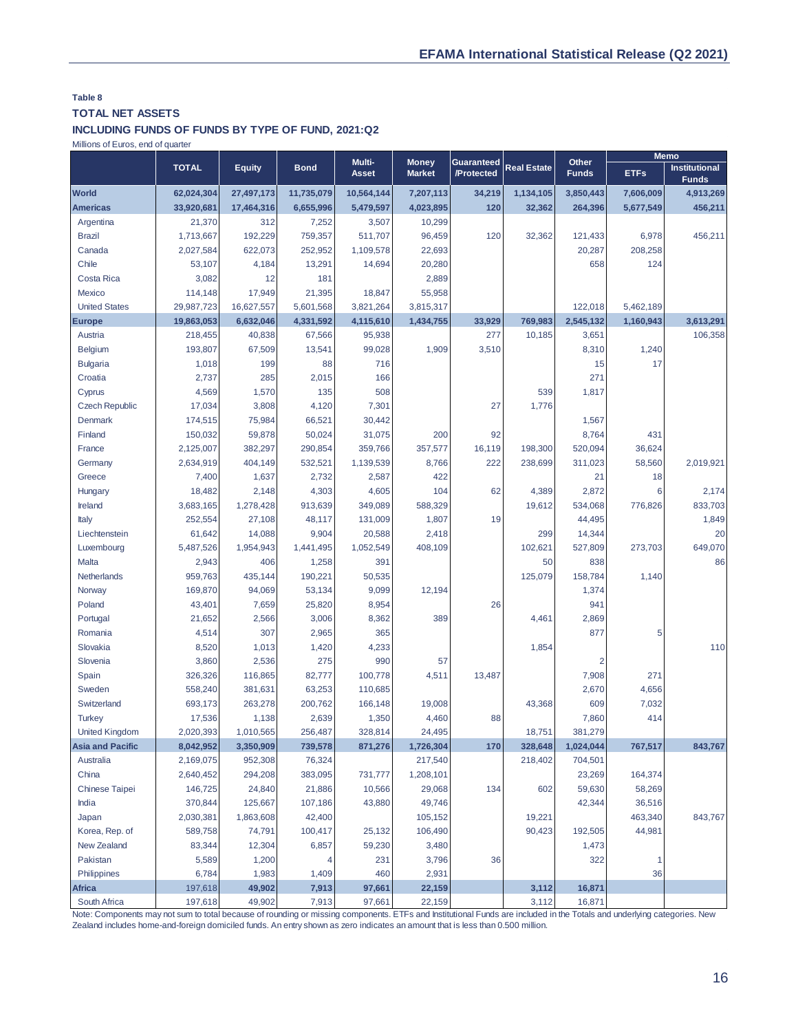**Table 8**

**TOTAL NET ASSETS**

**INCLUDING FUNDS OF FUNDS BY TYPE OF FUND, 2021:Q2**

Millions of Euros, end of quarter

| | TOTAL | Equity | Bond | Multi-Asset | Money Market | Guaranteed /Protected | Real Estate | Other Funds | Memo | |
|---|---|---|---|---|---|---|---|---|---|---|
| | | | | | | | | | ETFs | Institutional Funds |
| **World** | **62,024,304** | **27,497,173** | **11,735,079** | **10,564,144** | **7,207,113** | **34,219** | **1,134,105** | **3,850,443** | **7,606,009** | **4,913,269** |
| **Americas** | **33,920,681** | **17,464,316** | **6,655,996** | **5,479,597** | **4,023,895** | **120** | **32,362** | **264,396** | **5,677,549** | **456,211** |
| Argentina | 21,370 | 312 | 7,252 | 3,507 | 10,299 | | | | | |
| Brazil | 1,713,667 | 192,229 | 759,357 | 511,707 | 96,459 | 120 | 32,362 | 121,433 | 6,978 | 456,211 |
| Canada | 2,027,584 | 622,073 | 252,952 | 1,109,578 | 22,693 | | | 20,287 | 208,258 | |
| Chile | 53,107 | 4,184 | 13,291 | 14,694 | 20,280 | | | 658 | 124 | |
| Costa Rica | 3,082 | 12 | 181 | | 2,889 | | | | | |
| Mexico | 114,148 | 17,949 | 21,395 | 18,847 | 55,958 | | | | | |
| United States | 29,987,723 | 16,627,557 | 5,601,568 | 3,821,264 | 3,815,317 | | | 122,018 | 5,462,189 | |
| **Europe** | **19,863,053** | **6,632,046** | **4,331,592** | **4,115,610** | **1,434,755** | **33,929** | **769,983** | **2,545,132** | **1,160,943** | **3,613,291** |
| Austria | 218,455 | 40,838 | 67,566 | 95,938 | | 277 | 10,185 | 3,651 | | 106,358 |
| Belgium | 193,807 | 67,509 | 13,541 | 99,028 | 1,909 | 3,510 | | 8,310 | 1,240 | |
| Bulgaria | 1,018 | 199 | 88 | 716 | | | | 15 | 17 | |
| Croatia | 2,737 | 285 | 2,015 | 166 | | | | 271 | | |
| Cyprus | 4,569 | 1,570 | 135 | 508 | | | 539 | 1,817 | | |
| Czech Republic | 17,034 | 3,808 | 4,120 | 7,301 | | 27 | 1,776 | | | |
| Denmark | 174,515 | 75,984 | 66,521 | 30,442 | | | | 1,567 | | |
| Finland | 150,032 | 59,878 | 50,024 | 31,075 | 200 | 92 | | 8,764 | 431 | |
| France | 2,125,007 | 382,297 | 290,854 | 359,766 | 357,577 | 16,119 | 198,300 | 520,094 | 36,624 | |
| Germany | 2,634,919 | 404,149 | 532,521 | 1,139,539 | 8,766 | 222 | 238,699 | 311,023 | 58,560 | 2,019,921 |
| Greece | 7,400 | 1,637 | 2,732 | 2,587 | 422 | | | 21 | 18 | |
| Hungary | 18,482 | 2,148 | 4,303 | 4,605 | 104 | 62 | 4,389 | 2,872 | 6 | 2,174 |
| Ireland | 3,683,165 | 1,278,428 | 913,639 | 349,089 | 588,329 | | 19,612 | 534,068 | 776,826 | 833,703 |
| Italy | 252,554 | 27,108 | 48,117 | 131,009 | 1,807 | 19 | | 44,495 | | 1,849 |
| Liechtenstein | 61,642 | 14,088 | 9,904 | 20,588 | 2,418 | | 299 | 14,344 | | 20 |
| Luxembourg | 5,487,526 | 1,954,943 | 1,441,495 | 1,052,549 | 408,109 | | 102,621 | 527,809 | 273,703 | 649,070 |
| Malta | 2,943 | 406 | 1,258 | 391 | | | 50 | 838 | | 86 |
| Netherlands | 959,763 | 435,144 | 190,221 | 50,535 | | | 125,079 | 158,784 | 1,140 | |
| Norway | 169,870 | 94,069 | 53,134 | 9,099 | 12,194 | | | 1,374 | | |
| Poland | 43,401 | 7,659 | 25,820 | 8,954 | | 26 | | 941 | | |
| Portugal | 21,652 | 2,566 | 3,006 | 8,362 | 389 | | 4,461 | 2,869 | | |
| Romania | 4,514 | 307 | 2,965 | 365 | | | | 877 | 5 | |
| Slovakia | 8,520 | 1,013 | 1,420 | 4,233 | | | 1,854 | | | 110 |
| Slovenia | 3,860 | 2,536 | 275 | 990 | 57 | | | 2 | | |
| Spain | 326,326 | 116,865 | 82,777 | 100,778 | 4,511 | 13,487 | | 7,908 | 271 | |
| Sweden | 558,240 | 381,631 | 63,253 | 110,685 | | | | 2,670 | 4,656 | |
| Switzerland | 693,173 | 263,278 | 200,762 | 166,148 | 19,008 | | 43,368 | 609 | 7,032 | |
| Turkey | 17,536 | 1,138 | 2,639 | 1,350 | 4,460 | 88 | | 7,860 | 414 | |
| United Kingdom | 2,020,393 | 1,010,565 | 256,487 | 328,814 | 24,495 | | 18,751 | 381,279 | | |
| **Asia and Pacific** | **8,042,952** | **3,350,909** | **739,578** | **871,276** | **1,726,304** | **170** | **328,648** | **1,024,044** | **767,517** | **843,767** |
| Australia | 2,169,075 | 952,308 | 76,324 | | 217,540 | | 218,402 | 704,501 | | |
| China | 2,640,452 | 294,208 | 383,095 | 731,777 | 1,208,101 | | | 23,269 | 164,374 | |
| Chinese Taipei | 146,725 | 24,840 | 21,886 | 10,566 | 29,068 | 134 | 602 | 59,630 | 58,269 | |
| India | 370,844 | 125,667 | 107,186 | 43,880 | 49,746 | | | 42,344 | 36,516 | |
| Japan | 2,030,381 | 1,863,608 | 42,400 | | 105,152 | | 19,221 | | 463,340 | 843,767 |
| Korea, Rep. of | 589,758 | 74,791 | 100,417 | 25,132 | 106,490 | | 90,423 | 192,505 | 44,981 | |
| New Zealand | 83,344 | 12,304 | 6,857 | 59,230 | 3,480 | | | 1,473 | | |
| Pakistan | 5,589 | 1,200 | 4 | 231 | 3,796 | 36 | | 322 | 1 | |
| Philippines | 6,784 | 1,983 | 1,409 | 460 | 2,931 | | | | 36 | |
| **Africa** | **197,618** | **49,902** | **7,913** | **97,661** | **22,159** | | **3,112** | **16,871** | | |
| South Africa | 197,618 | 49,902 | 7,913 | 97,661 | 22,159 | | 3,112 | 16,871 | | |

Note: Components may not sum to total because of rounding or missing components. ETFs and Institutional Funds are included in the Totals and underlying categories. New Zealand includes home-and-foreign domiciled funds. An entry shown as zero indicates an amount that is less than 0.500 million.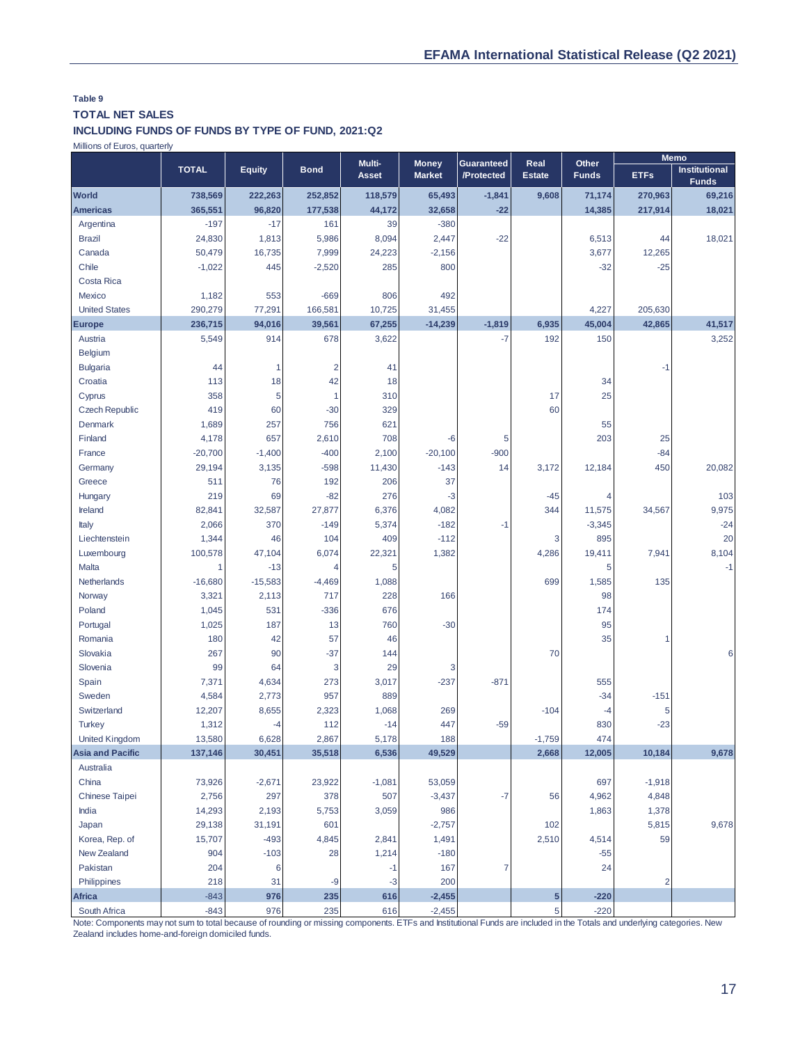**Table 9**

**TOTAL NET SALES**

**INCLUDING FUNDS OF FUNDS BY TYPE OF FUND, 2021:Q2**

Millions of Euros, quarterly

| | TOTAL | Equity | Bond | Multi-Asset | Money Market | Guaranteed /Protected | Real Estate | Other Funds | Memo | |
|---|---|---|---|---|---|---|---|---|---|---|
| | | | | | | | | | ETFs | Institutional Funds |
| **World** | **738,569** | **222,263** | **252,852** | **118,579** | **65,493** | **-1,841** | **9,608** | **71,174** | **270,963** | **69,216** |
| **Americas** | **365,551** | **96,820** | **177,538** | **44,172** | **32,658** | **-22** | | **14,385** | **217,914** | **18,021** |
| Argentina | -197 | -17 | 161 | 39 | -380 | | | | | |
| Brazil | 24,830 | 1,813 | 5,986 | 8,094 | 2,447 | -22 | | 6,513 | 44 | 18,021 |
| Canada | 50,479 | 16,735 | 7,999 | 24,223 | -2,156 | | | 3,677 | 12,265 | |
| Chile | -1,022 | 445 | -2,520 | 285 | 800 | | | -32 | -25 | |
| Costa Rica | | | | | | | | | | |
| Mexico | 1,182 | 553 | -669 | 806 | 492 | | | | | |
| United States | 290,279 | 77,291 | 166,581 | 10,725 | 31,455 | | | 4,227 | 205,630 | |
| **Europe** | **236,715** | **94,016** | **39,561** | **67,255** | **-14,239** | **-1,819** | **6,935** | **45,004** | **42,865** | **41,517** |
| Austria | 5,549 | 914 | 678 | 3,622 | | -7 | 192 | 150 | | 3,252 |
| Belgium | | | | | | | | | | |
| Bulgaria | 44 | 1 | 2 | 41 | | | | | -1 | |
| Croatia | 113 | 18 | 42 | 18 | | | | 34 | | |
| Cyprus | 358 | 5 | 1 | 310 | | | 17 | 25 | | |
| Czech Republic | 419 | 60 | -30 | 329 | | | 60 | | | |
| Denmark | 1,689 | 257 | 756 | 621 | | | | 55 | | |
| Finland | 4,178 | 657 | 2,610 | 708 | -6 | 5 | | 203 | 25 | |
| France | -20,700 | -1,400 | -400 | 2,100 | -20,100 | -900 | | | -84 | |
| Germany | 29,194 | 3,135 | -598 | 11,430 | -143 | 14 | 3,172 | 12,184 | 450 | 20,082 |
| Greece | 511 | 76 | 192 | 206 | 37 | | | | | |
| Hungary | 219 | 69 | -82 | 276 | -3 | | -45 | 4 | | 103 |
| Ireland | 82,841 | 32,587 | 27,877 | 6,376 | 4,082 | | 344 | 11,575 | 34,567 | 9,975 |
| Italy | 2,066 | 370 | -149 | 5,374 | -182 | -1 | | -3,345 | | -24 |
| Liechtenstein | 1,344 | 46 | 104 | 409 | -112 | | 3 | 895 | | 20 |
| Luxembourg | 100,578 | 47,104 | 6,074 | 22,321 | 1,382 | | 4,286 | 19,411 | 7,941 | 8,104 |
| Malta | 1 | -13 | 4 | 5 | | | | 5 | | -1 |
| Netherlands | -16,680 | -15,583 | -4,469 | 1,088 | | | 699 | 1,585 | 135 | |
| Norway | 3,321 | 2,113 | 717 | 228 | 166 | | | 98 | | |
| Poland | 1,045 | 531 | -336 | 676 | | | | 174 | | |
| Portugal | 1,025 | 187 | 13 | 760 | -30 | | | 95 | | |
| Romania | 180 | 42 | 57 | 46 | | | | 35 | 1 | |
| Slovakia | 267 | 90 | -37 | 144 | | | 70 | | | 6 |
| Slovenia | 99 | 64 | 3 | 29 | 3 | | | | | |
| Spain | 7,371 | 4,634 | 273 | 3,017 | -237 | -871 | | 555 | | |
| Sweden | 4,584 | 2,773 | 957 | 889 | | | | -34 | -151 | |
| Switzerland | 12,207 | 8,655 | 2,323 | 1,068 | 269 | | -104 | -4 | 5 | |
| Turkey | 1,312 | -4 | 112 | -14 | 447 | -59 | | 830 | -23 | |
| United Kingdom | 13,580 | 6,628 | 2,867 | 5,178 | 188 | | -1,759 | 474 | | |
| **Asia and Pacific** | **137,146** | **30,451** | **35,518** | **6,536** | **49,529** | | **2,668** | **12,005** | **10,184** | **9,678** |
| Australia | | | | | | | | | | |
| China | 73,926 | -2,671 | 23,922 | -1,081 | 53,059 | | | 697 | -1,918 | |
| Chinese Taipei | 2,756 | 297 | 378 | 507 | -3,437 | -7 | 56 | 4,962 | 4,848 | |
| India | 14,293 | 2,193 | 5,753 | 3,059 | 986 | | | 1,863 | 1,378 | |
| Japan | 29,138 | 31,191 | 601 | | -2,757 | | 102 | | 5,815 | 9,678 |
| Korea, Rep. of | 15,707 | -493 | 4,845 | 2,841 | 1,491 | | 2,510 | 4,514 | 59 | |
| New Zealand | 904 | -103 | 28 | 1,214 | -180 | | | -55 | | |
| Pakistan | 204 | 6 | | -1 | 167 | 7 | | 24 | | |
| Philippines | 218 | 31 | -9 | -3 | 200 | | | | 2 | |
| **Africa** | **-843** | **976** | **235** | **616** | **-2,455** | | **5** | **-220** | | |
| South Africa | -843 | 976 | 235 | 616 | -2,455 | | 5 | -220 | | |

Note: Components may not sum to total because of rounding or missing components. ETFs and Institutional Funds are included in the Totals and underlying categories. New Zealand includes home-and-foreign domiciled funds.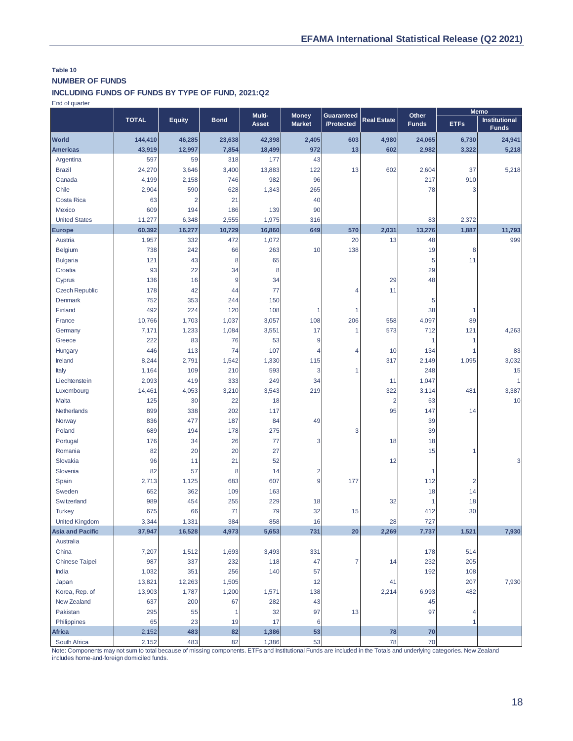**Table 10**

**NUMBER OF FUNDS**

**INCLUDING FUNDS OF FUNDS BY TYPE OF FUND, 2021:Q2**

End of quarter

| | TOTAL | Equity | Bond | Multi-Asset | Money Market | Guaranteed /Protected | Real Estate | Other Funds | Memo | |
|---|---|---|---|---|---|---|---|---|---|---|
| | | | | | | | | | ETFs | Institutional Funds |
| **World** | **144,410** | **46,285** | **23,638** | **42,398** | **2,405** | **603** | **4,980** | **24,065** | **6,730** | **24,941** |
| **Americas** | **43,919** | **12,997** | **7,854** | **18,499** | **972** | **13** | **602** | **2,982** | **3,322** | **5,218** |
| Argentina | 597 | 59 | 318 | 177 | 43 | | | | | |
| Brazil | 24,270 | 3,646 | 3,400 | 13,883 | 122 | 13 | 602 | 2,604 | 37 | 5,218 |
| Canada | 4,199 | 2,158 | 746 | 982 | 96 | | | 217 | 910 | |
| Chile | 2,904 | 590 | 628 | 1,343 | 265 | | | 78 | 3 | |
| Costa Rica | 63 | 2 | 21 | | 40 | | | | | |
| Mexico | 609 | 194 | 186 | 139 | 90 | | | | | |
| United States | 11,277 | 6,348 | 2,555 | 1,975 | 316 | | | 83 | 2,372 | |
| **Europe** | **60,392** | **16,277** | **10,729** | **16,860** | **649** | **570** | **2,031** | **13,276** | **1,887** | **11,793** |
| Austria | 1,957 | 332 | 472 | 1,072 | | 20 | 13 | 48 | | 999 |
| Belgium | 738 | 242 | 66 | 263 | 10 | 138 | | 19 | 8 | |
| Bulgaria | 121 | 43 | 8 | 65 | | | | 5 | 11 | |
| Croatia | 93 | 22 | 34 | 8 | | | | 29 | | |
| Cyprus | 136 | 16 | 9 | 34 | | | 29 | 48 | | |
| Czech Republic | 178 | 42 | 44 | 77 | | 4 | 11 | | | |
| Denmark | 752 | 353 | 244 | 150 | | | | 5 | | |
| Finland | 492 | 224 | 120 | 108 | 1 | 1 | | 38 | 1 | |
| France | 10,766 | 1,703 | 1,037 | 3,057 | 108 | 206 | 558 | 4,097 | 89 | |
| Germany | 7,171 | 1,233 | 1,084 | 3,551 | 17 | 1 | 573 | 712 | 121 | 4,263 |
| Greece | 222 | 83 | 76 | 53 | 9 | | | 1 | 1 | |
| Hungary | 446 | 113 | 74 | 107 | 4 | 4 | 10 | 134 | 1 | 83 |
| Ireland | 8,244 | 2,791 | 1,542 | 1,330 | 115 | | 317 | 2,149 | 1,095 | 3,032 |
| Italy | 1,164 | 109 | 210 | 593 | 3 | 1 | | 248 | | 15 |
| Liechtenstein | 2,093 | 419 | 333 | 249 | 34 | | 11 | 1,047 | | 1 |
| Luxembourg | 14,461 | 4,053 | 3,210 | 3,543 | 219 | | 322 | 3,114 | 481 | 3,387 |
| Malta | 125 | 30 | 22 | 18 | | | 2 | 53 | | 10 |
| Netherlands | 899 | 338 | 202 | 117 | | | 95 | 147 | 14 | |
| Norway | 836 | 477 | 187 | 84 | 49 | | | 39 | | |
| Poland | 689 | 194 | 178 | 275 | | 3 | | 39 | | |
| Portugal | 176 | 34 | 26 | 77 | 3 | | 18 | 18 | | |
| Romania | 82 | 20 | 20 | 27 | | | | 15 | 1 | |
| Slovakia | 96 | 11 | 21 | 52 | | | 12 | | | 3 |
| Slovenia | 82 | 57 | 8 | 14 | 2 | | | 1 | | |
| Spain | 2,713 | 1,125 | 683 | 607 | 9 | 177 | | 112 | 2 | |
| Sweden | 652 | 362 | 109 | 163 | | | | 18 | 14 | |
| Switzerland | 989 | 454 | 255 | 229 | 18 | | 32 | 1 | 18 | |
| Turkey | 675 | 66 | 71 | 79 | 32 | 15 | | 412 | 30 | |
| United Kingdom | 3,344 | 1,331 | 384 | 858 | 16 | | 28 | 727 | | |
| **Asia and Pacific** | **37,947** | **16,528** | **4,973** | **5,653** | **731** | **20** | **2,269** | **7,737** | **1,521** | **7,930** |
| Australia | | | | | | | | | | |
| China | 7,207 | 1,512 | 1,693 | 3,493 | 331 | | | 178 | 514 | |
| Chinese Taipei | 987 | 337 | 232 | 118 | 47 | 7 | 14 | 232 | 205 | |
| India | 1,032 | 351 | 256 | 140 | 57 | | | 192 | 108 | |
| Japan | 13,821 | 12,263 | 1,505 | | 12 | | 41 | 207 | | 7,930 |
| Korea, Rep. of | 13,903 | 1,787 | 1,200 | 1,571 | 138 | | 2,214 | 6,993 | 482 | |
| New Zealand | 637 | 200 | 67 | 282 | 43 | | | 45 | | |
| Pakistan | 295 | 55 | 1 | 32 | 97 | 13 | | 97 | 4 | |
| Philippines | 65 | 23 | 19 | 17 | 6 | | | | 1 | |
| **Africa** | **2,152** | **483** | **82** | **1,386** | **53** | | **78** | **70** | | |
| South Africa | 2,152 | 483 | 82 | 1,386 | 53 | | 78 | 70 | | |

Note: Components may not sum to total because of missing components. ETFs and Institutional Funds are included in the Totals and underlying categories. New Zealand includes home-and-foreign domiciled funds.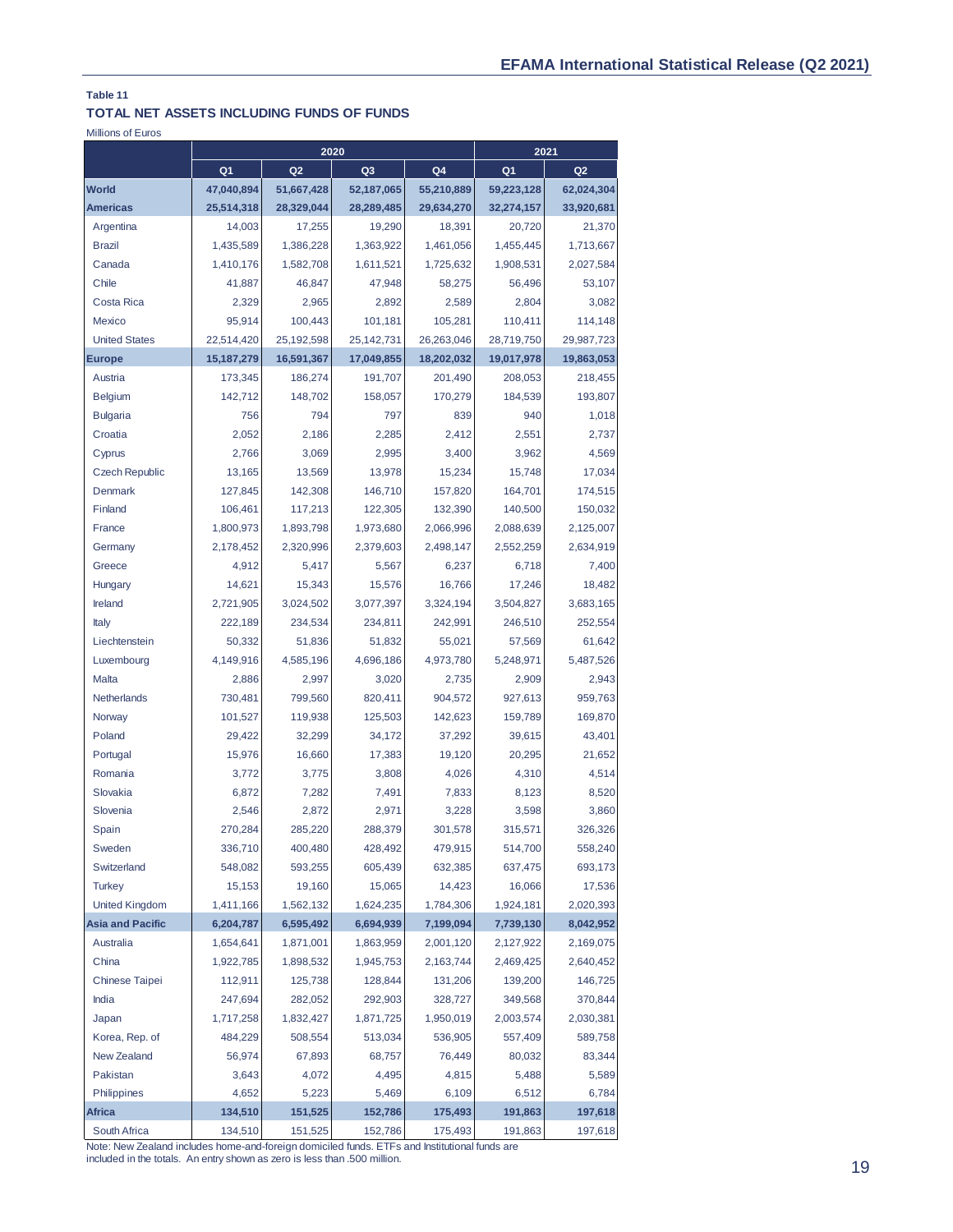**Table 11**

**TOTAL NET ASSETS INCLUDING FUNDS OF FUNDS**

Millions of Euros

| | 2020 | | | | 2021 | |
|---|---|---|---|---|---|---|
| | Q1 | Q2 | Q3 | Q4 | Q1 | Q2 |
| **World** | **47,040,894** | **51,667,428** | **52,187,065** | **55,210,889** | **59,223,128** | **62,024,304** |
| **Americas** | **25,514,318** | **28,329,044** | **28,289,485** | **29,634,270** | **32,274,157** | **33,920,681** |
| Argentina | 14,003 | 17,255 | 19,290 | 18,391 | 20,720 | 21,370 |
| Brazil | 1,435,589 | 1,386,228 | 1,363,922 | 1,461,056 | 1,455,445 | 1,713,667 |
| Canada | 1,410,176 | 1,582,708 | 1,611,521 | 1,725,632 | 1,908,531 | 2,027,584 |
| Chile | 41,887 | 46,847 | 47,948 | 58,275 | 56,496 | 53,107 |
| Costa Rica | 2,329 | 2,965 | 2,892 | 2,589 | 2,804 | 3,082 |
| Mexico | 95,914 | 100,443 | 101,181 | 105,281 | 110,411 | 114,148 |
| United States | 22,514,420 | 25,192,598 | 25,142,731 | 26,263,046 | 28,719,750 | 29,987,723 |
| **Europe** | **15,187,279** | **16,591,367** | **17,049,855** | **18,202,032** | **19,017,978** | **19,863,053** |
| Austria | 173,345 | 186,274 | 191,707 | 201,490 | 208,053 | 218,455 |
| Belgium | 142,712 | 148,702 | 158,057 | 170,279 | 184,539 | 193,807 |
| Bulgaria | 756 | 794 | 797 | 839 | 940 | 1,018 |
| Croatia | 2,052 | 2,186 | 2,285 | 2,412 | 2,551 | 2,737 |
| Cyprus | 2,766 | 3,069 | 2,995 | 3,400 | 3,962 | 4,569 |
| Czech Republic | 13,165 | 13,569 | 13,978 | 15,234 | 15,748 | 17,034 |
| Denmark | 127,845 | 142,308 | 146,710 | 157,820 | 164,701 | 174,515 |
| Finland | 106,461 | 117,213 | 122,305 | 132,390 | 140,500 | 150,032 |
| France | 1,800,973 | 1,893,798 | 1,973,680 | 2,066,996 | 2,088,639 | 2,125,007 |
| Germany | 2,178,452 | 2,320,996 | 2,379,603 | 2,498,147 | 2,552,259 | 2,634,919 |
| Greece | 4,912 | 5,417 | 5,567 | 6,237 | 6,718 | 7,400 |
| Hungary | 14,621 | 15,343 | 15,576 | 16,766 | 17,246 | 18,482 |
| Ireland | 2,721,905 | 3,024,502 | 3,077,397 | 3,324,194 | 3,504,827 | 3,683,165 |
| Italy | 222,189 | 234,534 | 234,811 | 242,991 | 246,510 | 252,554 |
| Liechtenstein | 50,332 | 51,836 | 51,832 | 55,021 | 57,569 | 61,642 |
| Luxembourg | 4,149,916 | 4,585,196 | 4,696,186 | 4,973,780 | 5,248,971 | 5,487,526 |
| Malta | 2,886 | 2,997 | 3,020 | 2,735 | 2,909 | 2,943 |
| Netherlands | 730,481 | 799,560 | 820,411 | 904,572 | 927,613 | 959,763 |
| Norway | 101,527 | 119,938 | 125,503 | 142,623 | 159,789 | 169,870 |
| Poland | 29,422 | 32,299 | 34,172 | 37,292 | 39,615 | 43,401 |
| Portugal | 15,976 | 16,660 | 17,383 | 19,120 | 20,295 | 21,652 |
| Romania | 3,772 | 3,775 | 3,808 | 4,026 | 4,310 | 4,514 |
| Slovakia | 6,872 | 7,282 | 7,491 | 7,833 | 8,123 | 8,520 |
| Slovenia | 2,546 | 2,872 | 2,971 | 3,228 | 3,598 | 3,860 |
| Spain | 270,284 | 285,220 | 288,379 | 301,578 | 315,571 | 326,326 |
| Sweden | 336,710 | 400,480 | 428,492 | 479,915 | 514,700 | 558,240 |
| Switzerland | 548,082 | 593,255 | 605,439 | 632,385 | 637,475 | 693,173 |
| Turkey | 15,153 | 19,160 | 15,065 | 14,423 | 16,066 | 17,536 |
| United Kingdom | 1,411,166 | 1,562,132 | 1,624,235 | 1,784,306 | 1,924,181 | 2,020,393 |
| **Asia and Pacific** | **6,204,787** | **6,595,492** | **6,694,939** | **7,199,094** | **7,739,130** | **8,042,952** |
| Australia | 1,654,641 | 1,871,001 | 1,863,959 | 2,001,120 | 2,127,922 | 2,169,075 |
| China | 1,922,785 | 1,898,532 | 1,945,753 | 2,163,744 | 2,469,425 | 2,640,452 |
| Chinese Taipei | 112,911 | 125,738 | 128,844 | 131,206 | 139,200 | 146,725 |
| India | 247,694 | 282,052 | 292,903 | 328,727 | 349,568 | 370,844 |
| Japan | 1,717,258 | 1,832,427 | 1,871,725 | 1,950,019 | 2,003,574 | 2,030,381 |
| Korea, Rep. of | 484,229 | 508,554 | 513,034 | 536,905 | 557,409 | 589,758 |
| New Zealand | 56,974 | 67,893 | 68,757 | 76,449 | 80,032 | 83,344 |
| Pakistan | 3,643 | 4,072 | 4,495 | 4,815 | 5,488 | 5,589 |
| Philippines | 4,652 | 5,223 | 5,469 | 6,109 | 6,512 | 6,784 |
| **Africa** | **134,510** | **151,525** | **152,786** | **175,493** | **191,863** | **197,618** |
| South Africa | 134,510 | 151,525 | 152,786 | 175,493 | 191,863 | 197,618 |

Note: New Zealand includes home-and-foreign domiciled funds. ETFs and Institutional funds are included in the totals. An entry shown as zero is less than .500 million.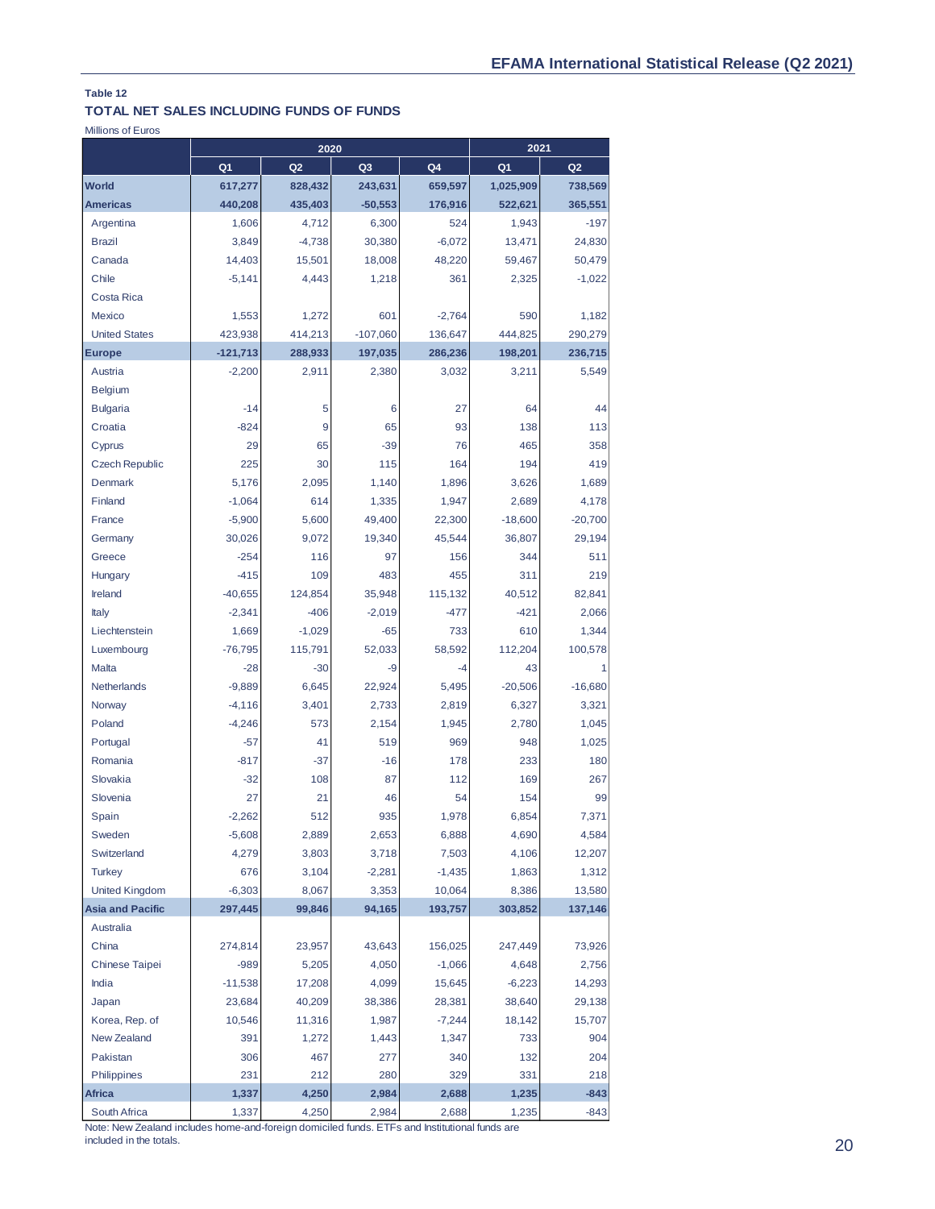**Table 12**

**TOTAL NET SALES INCLUDING FUNDS OF FUNDS**

Millions of Euros

| | 2020 | | | | 2021 | |
|---|---|---|---|---|---|---|
| | Q1 | Q2 | Q3 | Q4 | Q1 | Q2 |
| **World** | **617,277** | **828,432** | **243,631** | **659,597** | **1,025,909** | **738,569** |
| **Americas** | **440,208** | **435,403** | **-50,553** | **176,916** | **522,621** | **365,551** |
| Argentina | 1,606 | 4,712 | 6,300 | 524 | 1,943 | -197 |
| Brazil | 3,849 | -4,738 | 30,380 | -6,072 | 13,471 | 24,830 |
| Canada | 14,403 | 15,501 | 18,008 | 48,220 | 59,467 | 50,479 |
| Chile | -5,141 | 4,443 | 1,218 | 361 | 2,325 | -1,022 |
| Costa Rica | | | | | | |
| Mexico | 1,553 | 1,272 | 601 | -2,764 | 590 | 1,182 |
| United States | 423,938 | 414,213 | -107,060 | 136,647 | 444,825 | 290,279 |
| **Europe** | **-121,713** | **288,933** | **197,035** | **286,236** | **198,201** | **236,715** |
| Austria | -2,200 | 2,911 | 2,380 | 3,032 | 3,211 | 5,549 |
| Belgium | | | | | | |
| Bulgaria | -14 | 5 | 6 | 27 | 64 | 44 |
| Croatia | -824 | 9 | 65 | 93 | 138 | 113 |
| Cyprus | 29 | 65 | -39 | 76 | 465 | 358 |
| Czech Republic | 225 | 30 | 115 | 164 | 194 | 419 |
| Denmark | 5,176 | 2,095 | 1,140 | 1,896 | 3,626 | 1,689 |
| Finland | -1,064 | 614 | 1,335 | 1,947 | 2,689 | 4,178 |
| France | -5,900 | 5,600 | 49,400 | 22,300 | -18,600 | -20,700 |
| Germany | 30,026 | 9,072 | 19,340 | 45,544 | 36,807 | 29,194 |
| Greece | -254 | 116 | 97 | 156 | 344 | 511 |
| Hungary | -415 | 109 | 483 | 455 | 311 | 219 |
| Ireland | -40,655 | 124,854 | 35,948 | 115,132 | 40,512 | 82,841 |
| Italy | -2,341 | -406 | -2,019 | -477 | -421 | 2,066 |
| Liechtenstein | 1,669 | -1,029 | -65 | 733 | 610 | 1,344 |
| Luxembourg | -76,795 | 115,791 | 52,033 | 58,592 | 112,204 | 100,578 |
| Malta | -28 | -30 | -9 | -4 | 43 | 1 |
| Netherlands | -9,889 | 6,645 | 22,924 | 5,495 | -20,506 | -16,680 |
| Norway | -4,116 | 3,401 | 2,733 | 2,819 | 6,327 | 3,321 |
| Poland | -4,246 | 573 | 2,154 | 1,945 | 2,780 | 1,045 |
| Portugal | -57 | 41 | 519 | 969 | 948 | 1,025 |
| Romania | -817 | -37 | -16 | 178 | 233 | 180 |
| Slovakia | -32 | 108 | 87 | 112 | 169 | 267 |
| Slovenia | 27 | 21 | 46 | 54 | 154 | 99 |
| Spain | -2,262 | 512 | 935 | 1,978 | 6,854 | 7,371 |
| Sweden | -5,608 | 2,889 | 2,653 | 6,888 | 4,690 | 4,584 |
| Switzerland | 4,279 | 3,803 | 3,718 | 7,503 | 4,106 | 12,207 |
| Turkey | 676 | 3,104 | -2,281 | -1,435 | 1,863 | 1,312 |
| United Kingdom | -6,303 | 8,067 | 3,353 | 10,064 | 8,386 | 13,580 |
| **Asia and Pacific** | **297,445** | **99,846** | **94,165** | **193,757** | **303,852** | **137,146** |
| Australia | | | | | | |
| China | 274,814 | 23,957 | 43,643 | 156,025 | 247,449 | 73,926 |
| Chinese Taipei | -989 | 5,205 | 4,050 | -1,066 | 4,648 | 2,756 |
| India | -11,538 | 17,208 | 4,099 | 15,645 | -6,223 | 14,293 |
| Japan | 23,684 | 40,209 | 38,386 | 28,381 | 38,640 | 29,138 |
| Korea, Rep. of | 10,546 | 11,316 | 1,987 | -7,244 | 18,142 | 15,707 |
| New Zealand | 391 | 1,272 | 1,443 | 1,347 | 733 | 904 |
| Pakistan | 306 | 467 | 277 | 340 | 132 | 204 |
| Philippines | 231 | 212 | 280 | 329 | 331 | 218 |
| **Africa** | **1,337** | **4,250** | **2,984** | **2,688** | **1,235** | **-843** |
| South Africa | 1,337 | 4,250 | 2,984 | 2,688 | 1,235 | -843 |

Note: New Zealand includes home-and-foreign domiciled funds. ETFs and Institutional funds are included in the totals.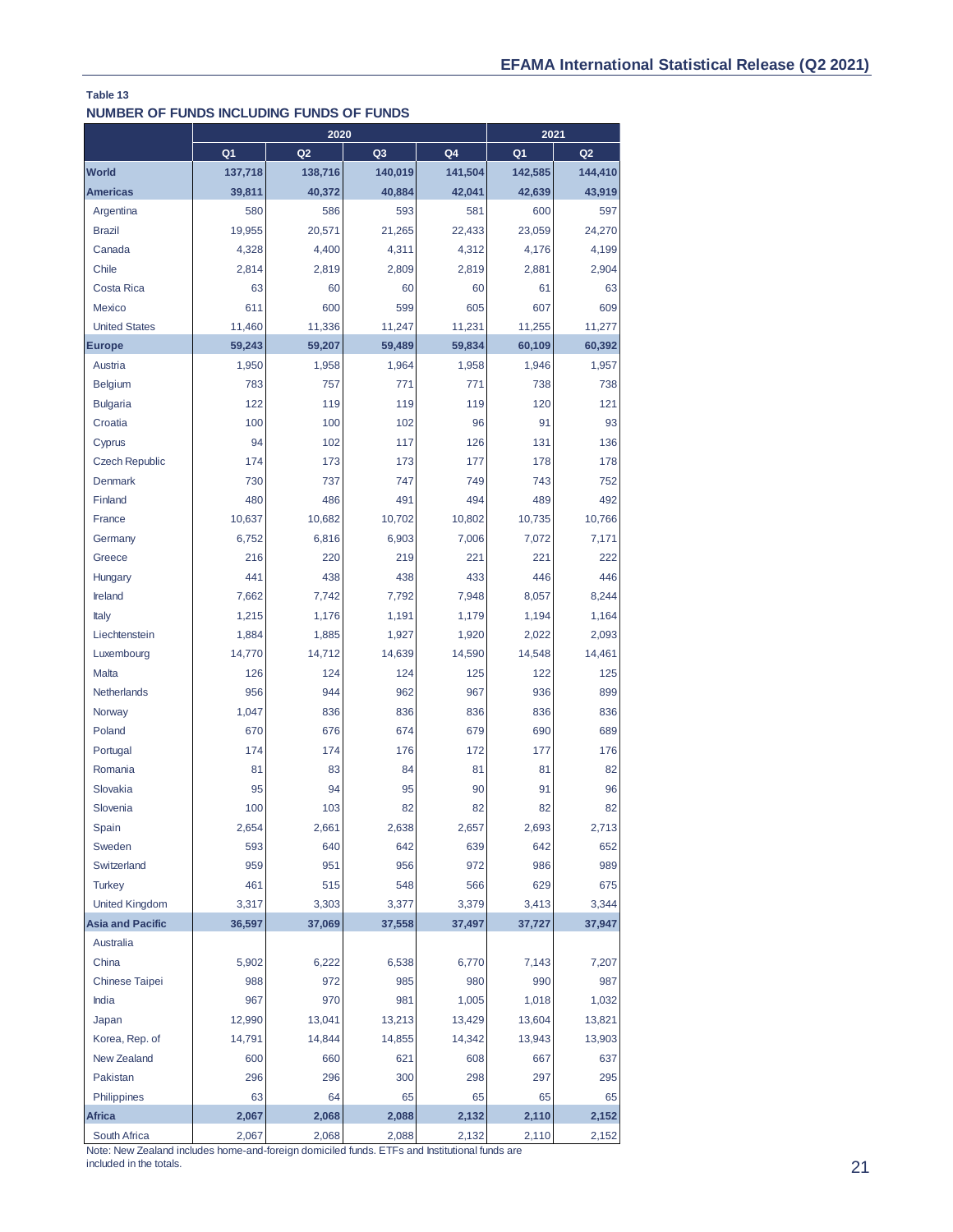**Table 13**

**NUMBER OF FUNDS INCLUDING FUNDS OF FUNDS**

| | 2020 | | | | 2021 | |
|---|---|---|---|---|---|---|
| | Q1 | Q2 | Q3 | Q4 | Q1 | Q2 |
| **World** | **137,718** | **138,716** | **140,019** | **141,504** | **142,585** | **144,410** |
| **Americas** | **39,811** | **40,372** | **40,884** | **42,041** | **42,639** | **43,919** |
| Argentina | 580 | 586 | 593 | 581 | 600 | 597 |
| Brazil | 19,955 | 20,571 | 21,265 | 22,433 | 23,059 | 24,270 |
| Canada | 4,328 | 4,400 | 4,311 | 4,312 | 4,176 | 4,199 |
| Chile | 2,814 | 2,819 | 2,809 | 2,819 | 2,881 | 2,904 |
| Costa Rica | 63 | 60 | 60 | 60 | 61 | 63 |
| Mexico | 611 | 600 | 599 | 605 | 607 | 609 |
| United States | 11,460 | 11,336 | 11,247 | 11,231 | 11,255 | 11,277 |
| **Europe** | **59,243** | **59,207** | **59,489** | **59,834** | **60,109** | **60,392** |
| Austria | 1,950 | 1,958 | 1,964 | 1,958 | 1,946 | 1,957 |
| Belgium | 783 | 757 | 771 | 771 | 738 | 738 |
| Bulgaria | 122 | 119 | 119 | 119 | 120 | 121 |
| Croatia | 100 | 100 | 102 | 96 | 91 | 93 |
| Cyprus | 94 | 102 | 117 | 126 | 131 | 136 |
| Czech Republic | 174 | 173 | 173 | 177 | 178 | 178 |
| Denmark | 730 | 737 | 747 | 749 | 743 | 752 |
| Finland | 480 | 486 | 491 | 494 | 489 | 492 |
| France | 10,637 | 10,682 | 10,702 | 10,802 | 10,735 | 10,766 |
| Germany | 6,752 | 6,816 | 6,903 | 7,006 | 7,072 | 7,171 |
| Greece | 216 | 220 | 219 | 221 | 221 | 222 |
| Hungary | 441 | 438 | 438 | 433 | 446 | 446 |
| Ireland | 7,662 | 7,742 | 7,792 | 7,948 | 8,057 | 8,244 |
| Italy | 1,215 | 1,176 | 1,191 | 1,179 | 1,194 | 1,164 |
| Liechtenstein | 1,884 | 1,885 | 1,927 | 1,920 | 2,022 | 2,093 |
| Luxembourg | 14,770 | 14,712 | 14,639 | 14,590 | 14,548 | 14,461 |
| Malta | 126 | 124 | 124 | 125 | 122 | 125 |
| Netherlands | 956 | 944 | 962 | 967 | 936 | 899 |
| Norway | 1,047 | 836 | 836 | 836 | 836 | 836 |
| Poland | 670 | 676 | 674 | 679 | 690 | 689 |
| Portugal | 174 | 174 | 176 | 172 | 177 | 176 |
| Romania | 81 | 83 | 84 | 81 | 81 | 82 |
| Slovakia | 95 | 94 | 95 | 90 | 91 | 96 |
| Slovenia | 100 | 103 | 82 | 82 | 82 | 82 |
| Spain | 2,654 | 2,661 | 2,638 | 2,657 | 2,693 | 2,713 |
| Sweden | 593 | 640 | 642 | 639 | 642 | 652 |
| Switzerland | 959 | 951 | 956 | 972 | 986 | 989 |
| Turkey | 461 | 515 | 548 | 566 | 629 | 675 |
| United Kingdom | 3,317 | 3,303 | 3,377 | 3,379 | 3,413 | 3,344 |
| **Asia and Pacific** | **36,597** | **37,069** | **37,558** | **37,497** | **37,727** | **37,947** |
| Australia | | | | | | |
| China | 5,902 | 6,222 | 6,538 | 6,770 | 7,143 | 7,207 |
| Chinese Taipei | 988 | 972 | 985 | 980 | 990 | 987 |
| India | 967 | 970 | 981 | 1,005 | 1,018 | 1,032 |
| Japan | 12,990 | 13,041 | 13,213 | 13,429 | 13,604 | 13,821 |
| Korea, Rep. of | 14,791 | 14,844 | 14,855 | 14,342 | 13,943 | 13,903 |
| New Zealand | 600 | 660 | 621 | 608 | 667 | 637 |
| Pakistan | 296 | 296 | 300 | 298 | 297 | 295 |
| Philippines | 63 | 64 | 65 | 65 | 65 | 65 |
| **Africa** | **2,067** | **2,068** | **2,088** | **2,132** | **2,110** | **2,152** |
| South Africa | 2,067 | 2,068 | 2,088 | 2,132 | 2,110 | 2,152 |

Note: New Zealand includes home-and-foreign domiciled funds. ETFs and Institutional funds are included in the totals.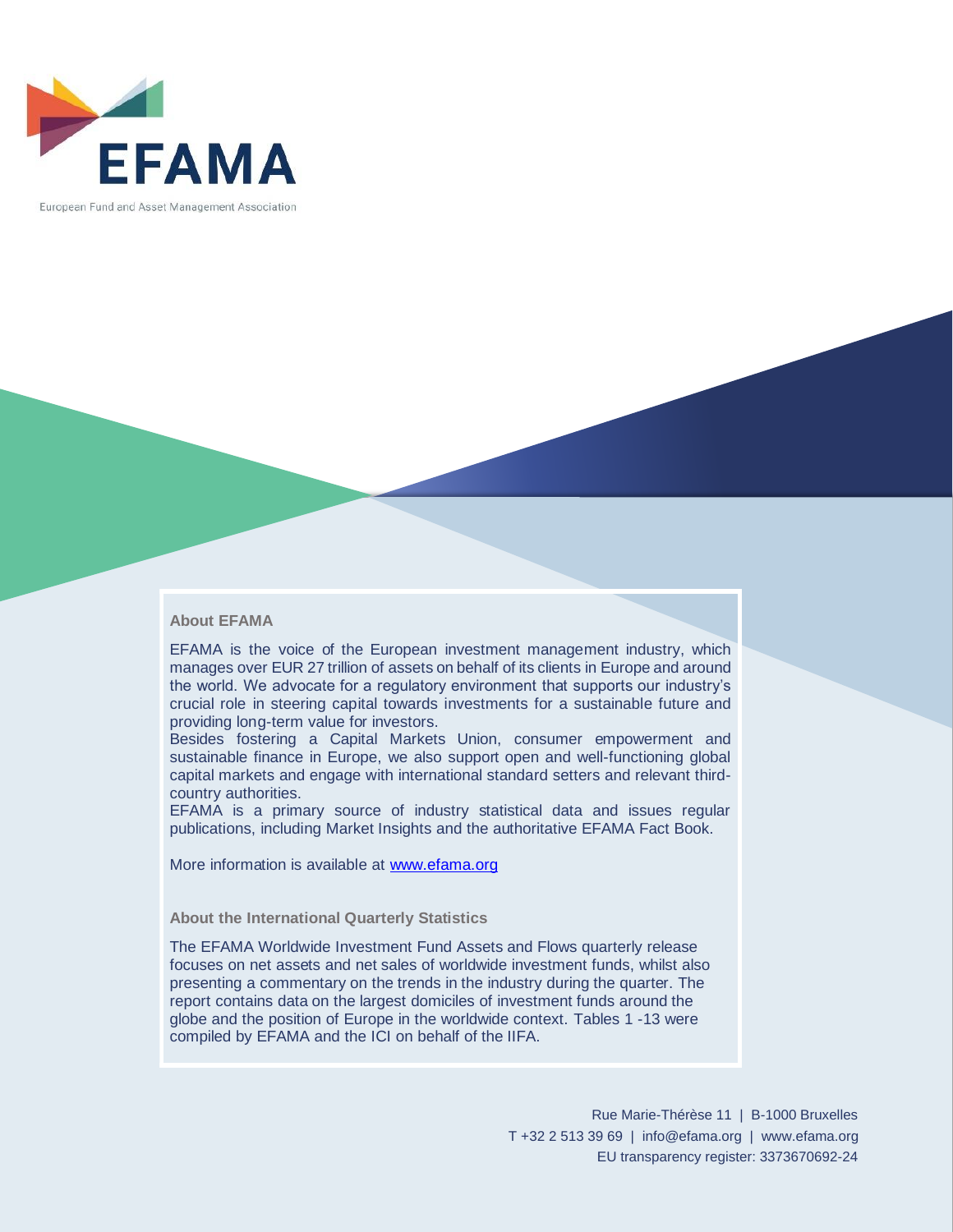EFAMA

European Fund and Asset Management Association

### About EFAMA

EFAMA is the voice of the European investment management industry, which manages over EUR 27 trillion of assets on behalf of its clients in Europe and around the world. We advocate for a regulatory environment that supports our industry's crucial role in steering capital towards investments for a sustainable future and providing long-term value for investors.

Besides fostering a Capital Markets Union, consumer empowerment and sustainable finance in Europe, we also support open and well-functioning global capital markets and engage with international standard setters and relevant third-country authorities.

EFAMA is a primary source of industry statistical data and issues regular publications, including Market Insights and the authoritative EFAMA Fact Book.

More information is available at [www.efama.org](http://www.efama.org)

### About the International Quarterly Statistics

The EFAMA Worldwide Investment Fund Assets and Flows quarterly release focuses on net assets and net sales of worldwide investment funds, whilst also presenting a commentary on the trends in the industry during the quarter. The report contains data on the largest domiciles of investment funds around the globe and the position of Europe in the worldwide context. Tables 1 -13 were compiled by EFAMA and the ICI on behalf of the IIFA.

Rue Marie-Thérèse 11 | B-1000 Bruxelles
T +32 2 513 39 69 | info@efama.org | www.efama.org
EU transparency register: 3373670692-24